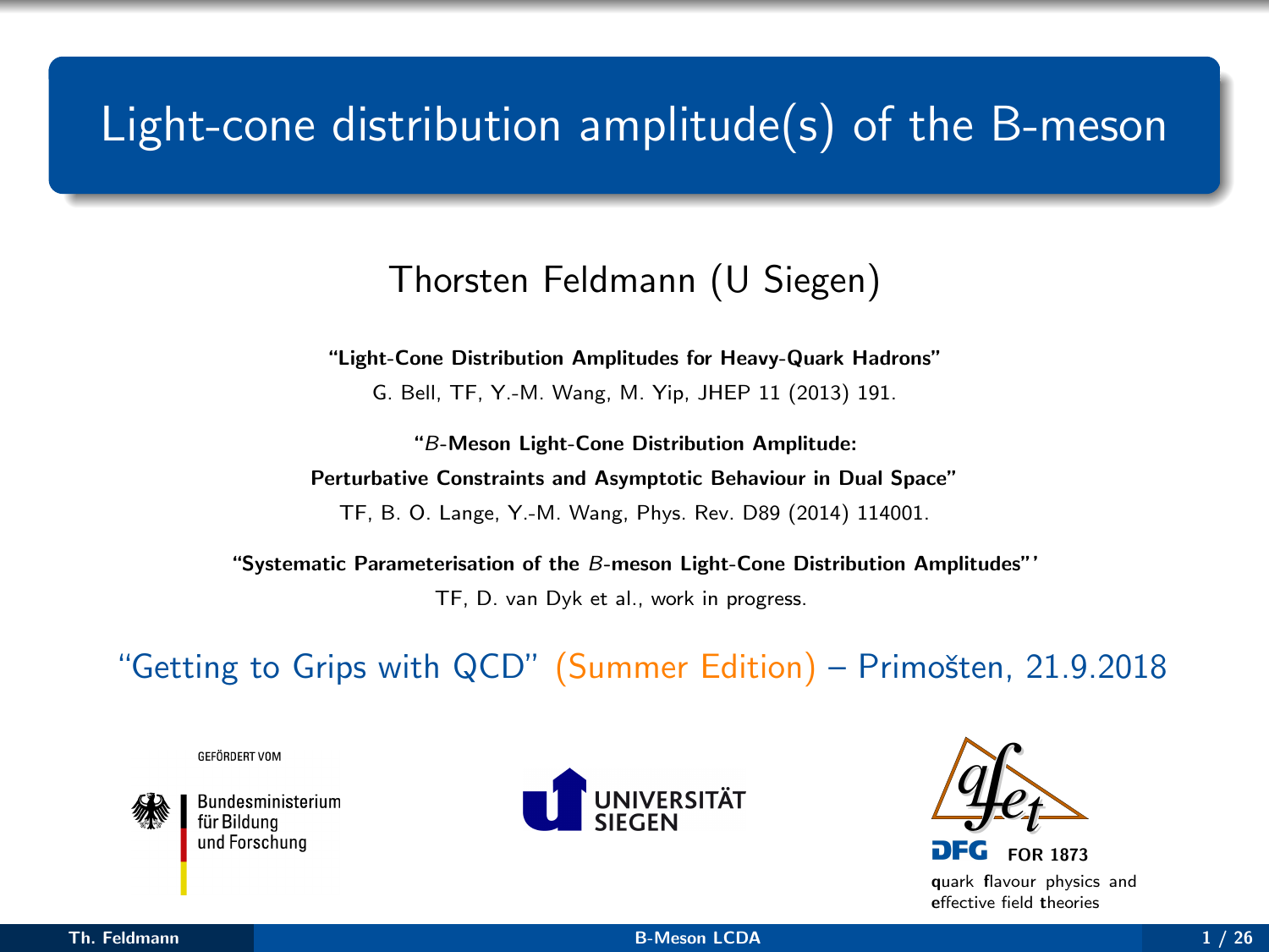# Light-cone distribution amplitude(s) of the B-meson

## Thorsten Feldmann (U Siegen)

**"Light-Cone Distribution Amplitudes for Heavy-Quark Hadrons"**

G. Bell, TF, Y.-M. Wang, M. Yip, JHEP 11 (2013) 191.

**"$B$-Meson Light-Cone Distribution Amplitude: Perturbative Constraints and Asymptotic Behaviour in Dual Space"**

TF, B. O. Lange, Y.-M. Wang, Phys. Rev. D89 (2014) 114001.

**"Systematic Parameterisation of the $B$-meson Light-Cone Distribution Amplitudes"'**

TF, D. van Dyk et al., work in progress.

"Getting to Grips with QCD" (Summer Edition) – Primošten, 21.9.2018

GEFÖRDERT VOM

Bundesministerium für Bildung und Forschung

UNIVERSITÄT SIEGEN

qfet

DFG FOR 1873

quark flavour physics and effective field theories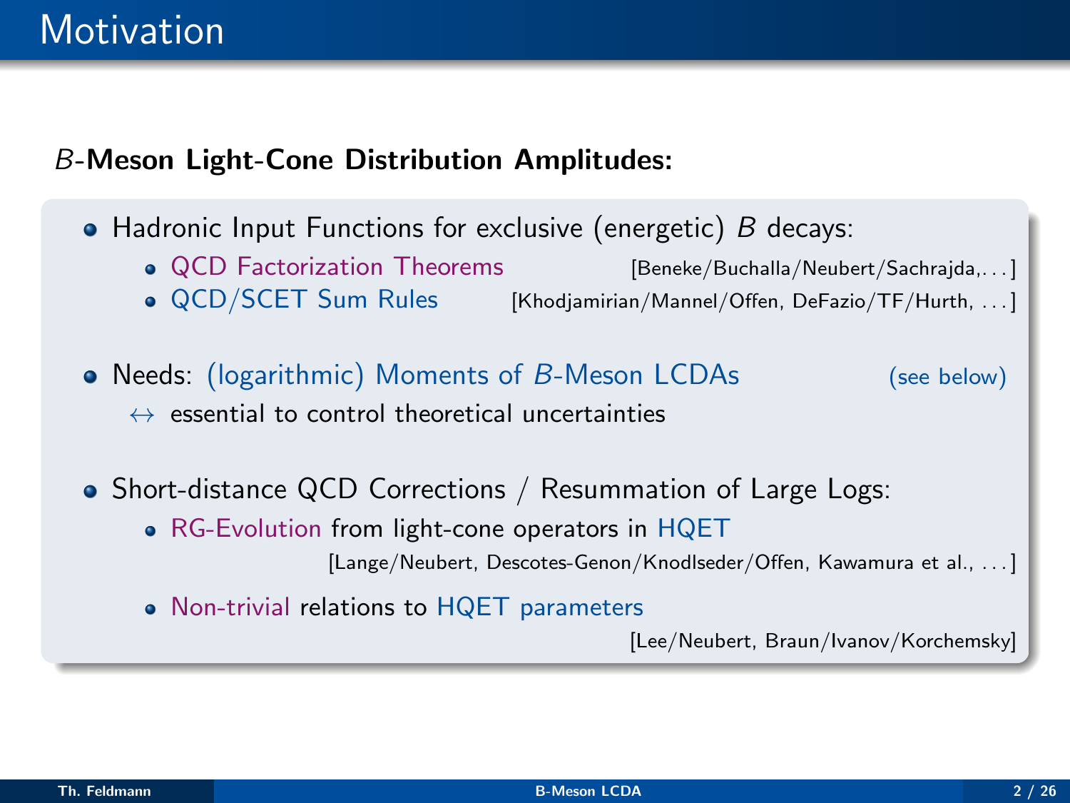# Motivation

**$B$-Meson Light-Cone Distribution Amplitudes:**

- Hadronic Input Functions for exclusive (energetic) $B$ decays:
  - QCD Factorization Theorems [Beneke/Buchalla/Neubert/Sachrajda,...]
  - QCD/SCET Sum Rules [Khodjamirian/Mannel/Offen, DeFazio/TF/Hurth, ...]
- Needs: (logarithmic) Moments of $B$-Meson LCDAs (see below)
  
  $\leftrightarrow$ essential to control theoretical uncertainties
- Short-distance QCD Corrections / Resummation of Large Logs:
  - RG-Evolution from light-cone operators in HQET
    
    [Lange/Neubert, Descotes-Genon/Knodlseder/Offen, Kawamura et al., ...]
  - Non-trivial relations to HQET parameters
    
    [Lee/Neubert, Braun/Ivanov/Korchemsky]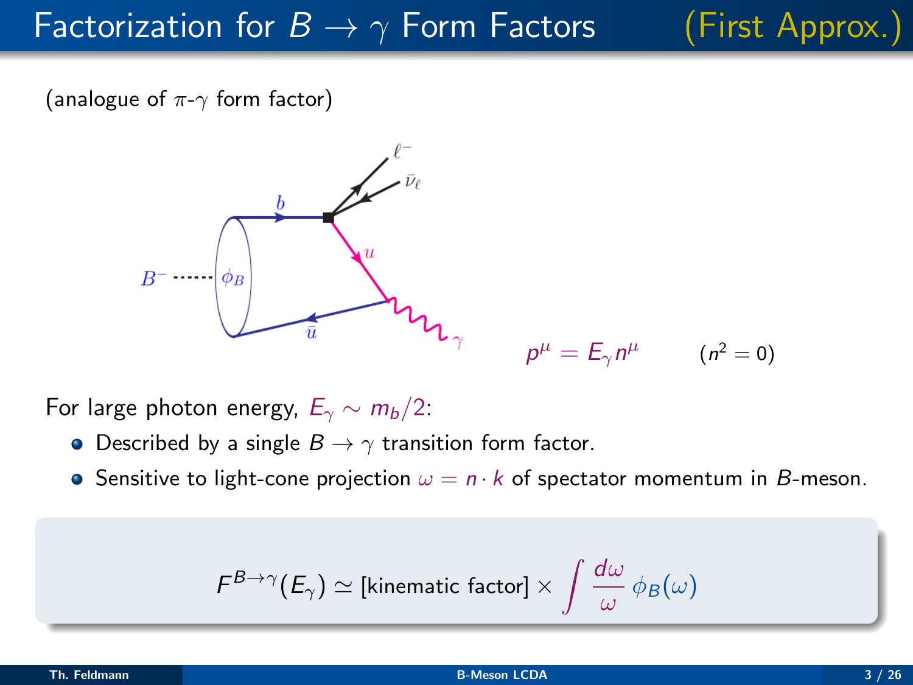# Factorization for $B \to \gamma$ Form Factors (First Approx.)

(analogue of $\pi$-$\gamma$ form factor)

$p^\mu = E_\gamma n^\mu \qquad (n^2 = 0)$

For large photon energy, $E_\gamma \sim m_b/2$:

- Described by a single $B \to \gamma$ transition form factor.
- Sensitive to light-cone projection $\omega = n \cdot k$ of spectator momentum in $B$-meson.

$$F^{B\to\gamma}(E_\gamma) \simeq \text{[kinematic factor]} \times \int \frac{d\omega}{\omega}\,\phi_B(\omega)$$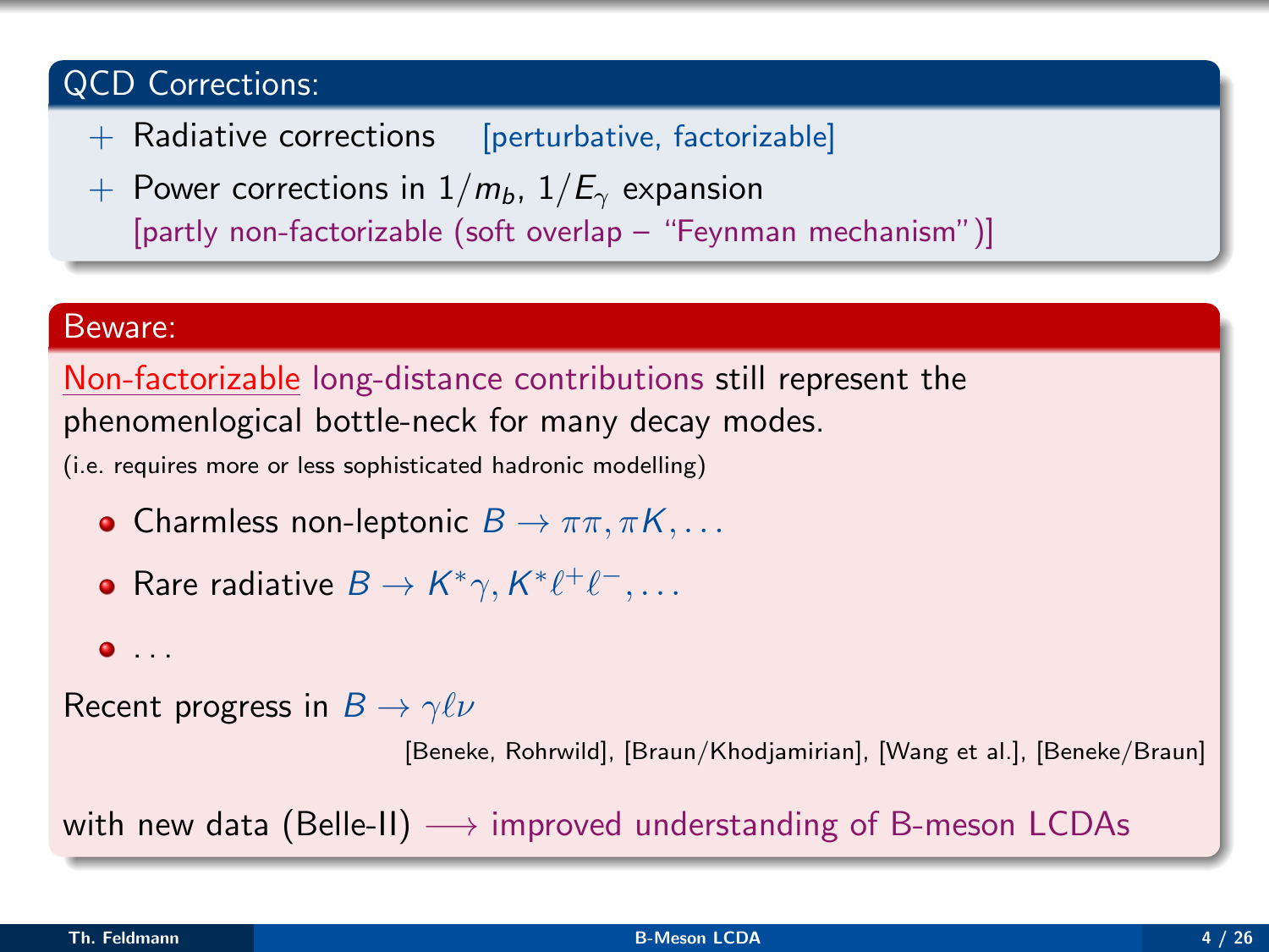## QCD Corrections:

+ Radiative corrections [perturbative, factorizable]
+ Power corrections in $1/m_b$, $1/E_\gamma$ expansion
  [partly non-factorizable (soft overlap – "Feynman mechanism")]

## Beware:

Non-factorizable long-distance contributions still represent the phenomenlogical bottle-neck for many decay modes.
(i.e. requires more or less sophisticated hadronic modelling)

- Charmless non-leptonic $B \to \pi\pi, \pi K, \ldots$
- Rare radiative $B \to K^*\gamma, K^*\ell^+\ell^-, \ldots$
- ...

Recent progress in $B \to \gamma\ell\nu$

[Beneke, Rohrwild], [Braun/Khodjamirian], [Wang et al.], [Beneke/Braun]

with new data (Belle-II) $\longrightarrow$ improved understanding of B-meson LCDAs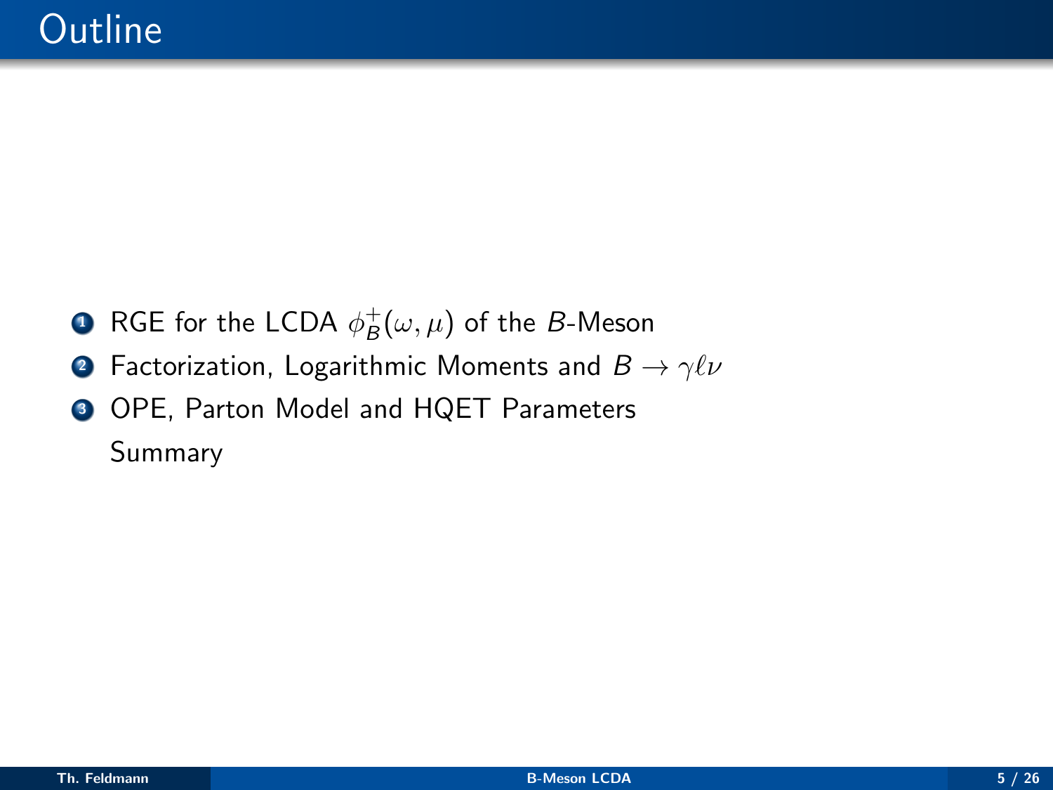# Outline

1. RGE for the LCDA $\phi_B^+(\omega,\mu)$ of the $B$-Meson
2. Factorization, Logarithmic Moments and $B \to \gamma\ell\nu$
3. OPE, Parton Model and HQET Parameters

Summary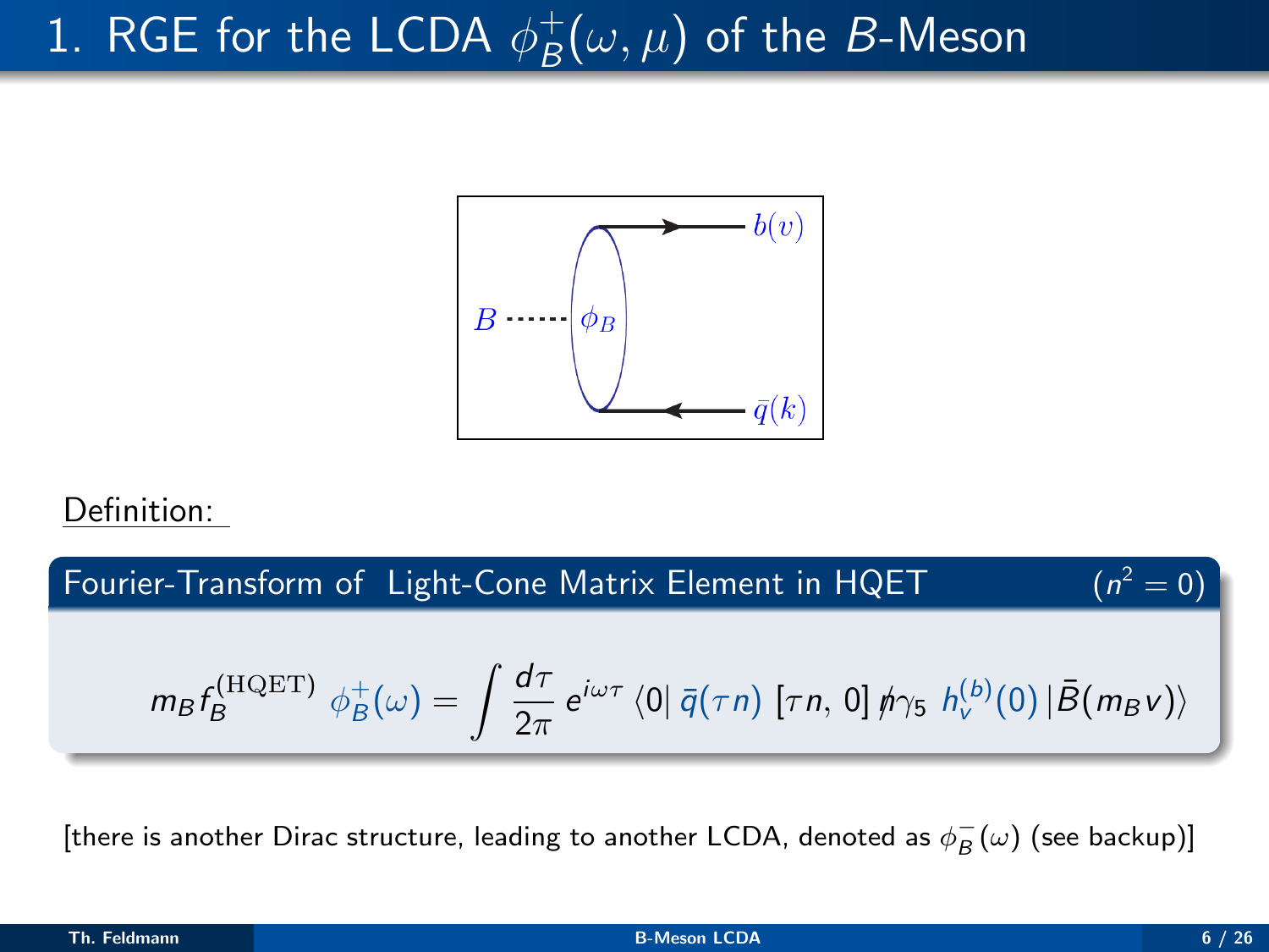# 1. RGE for the LCDA $\phi_B^+(\omega, \mu)$ of the $B$-Meson

Definition:

**Fourier-Transform of Light-Cone Matrix Element in HQET** $(n^2 = 0)$

$$m_B f_B^{(\mathrm{HQET})} \, \phi_B^+(\omega) = \int \frac{d\tau}{2\pi} \, e^{i\omega\tau} \, \langle 0 | \, \bar{q}(\tau n) \, [\tau n, 0] \, \not{n}\gamma_5 \, h_v^{(b)}(0) \, | \bar{B}(m_B v) \rangle$$

[there is another Dirac structure, leading to another LCDA, denoted as $\phi_B^-(\omega)$ (see backup)]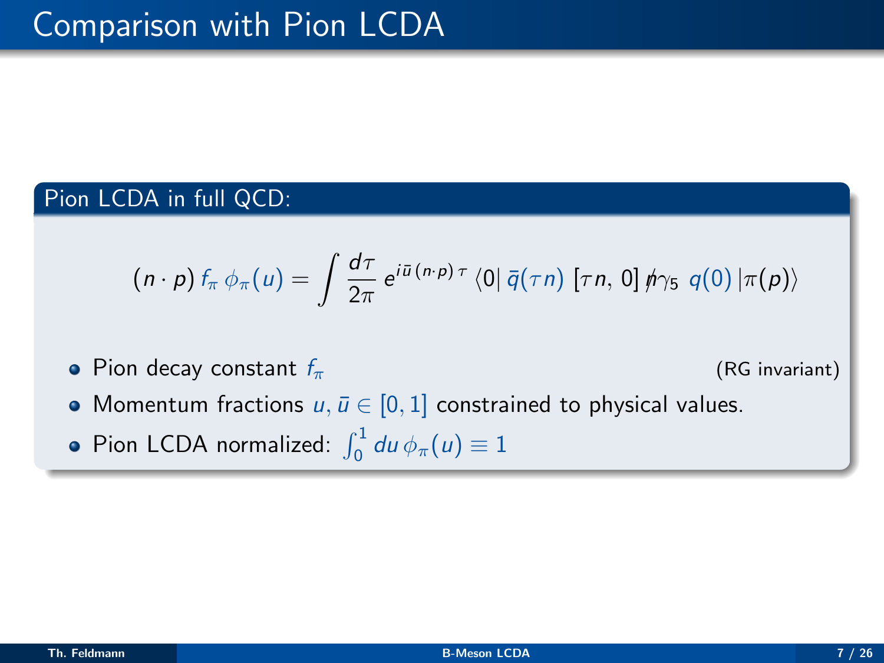# Comparison with Pion LCDA

## Pion LCDA in full QCD:

$$(n \cdot p)\, f_\pi\, \phi_\pi(u) = \int \frac{d\tau}{2\pi}\, e^{i\bar{u}\,(n\cdot p)\,\tau}\, \langle 0|\, \bar{q}(\tau n)\, [\tau n, 0]\, \not{n}\gamma_5\, q(0)\, |\pi(p)\rangle$$

- Pion decay constant $f_\pi$ (RG invariant)
- Momentum fractions $u, \bar{u} \in [0,1]$ constrained to physical values.
- Pion LCDA normalized: $\int_0^1 du\, \phi_\pi(u) \equiv 1$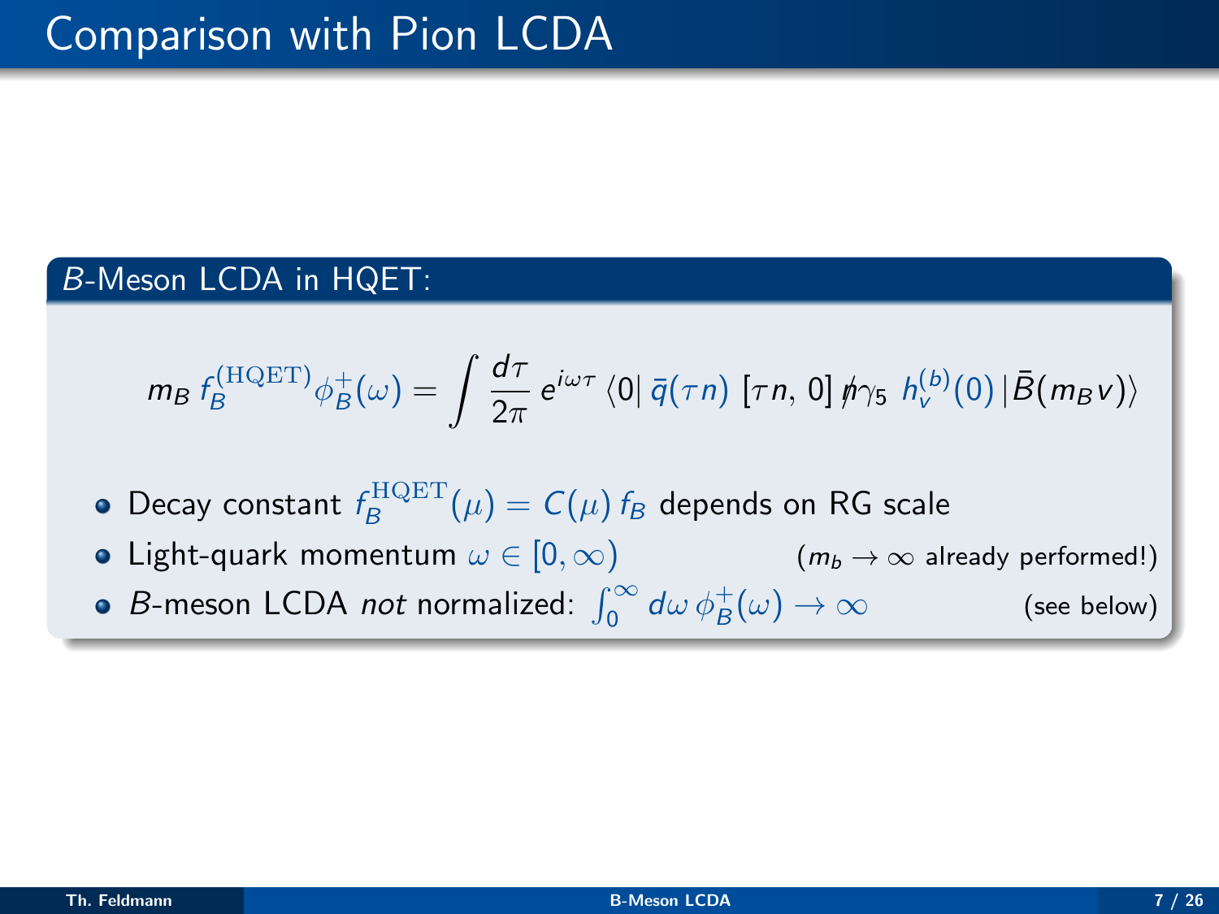# Comparison with Pion LCDA

## $B$-Meson LCDA in HQET:

$$m_B \, f_B^{(\mathrm{HQET})} \phi_B^+(\omega) = \int \frac{d\tau}{2\pi} \, e^{i\omega\tau} \, \langle 0 | \, \bar{q}(\tau n) \, [\tau n, 0] \, \not{n} \gamma_5 \, h_v^{(b)}(0) \, | \bar{B}(m_B v) \rangle$$

- Decay constant $f_B^{\mathrm{HQET}}(\mu) = C(\mu) \, f_B$ depends on RG scale
- Light-quark momentum $\omega \in [0, \infty)$ ($m_b \to \infty$ already performed!)
- $B$-meson LCDA *not* normalized: $\int_0^\infty d\omega \, \phi_B^+(\omega) \to \infty$ (see below)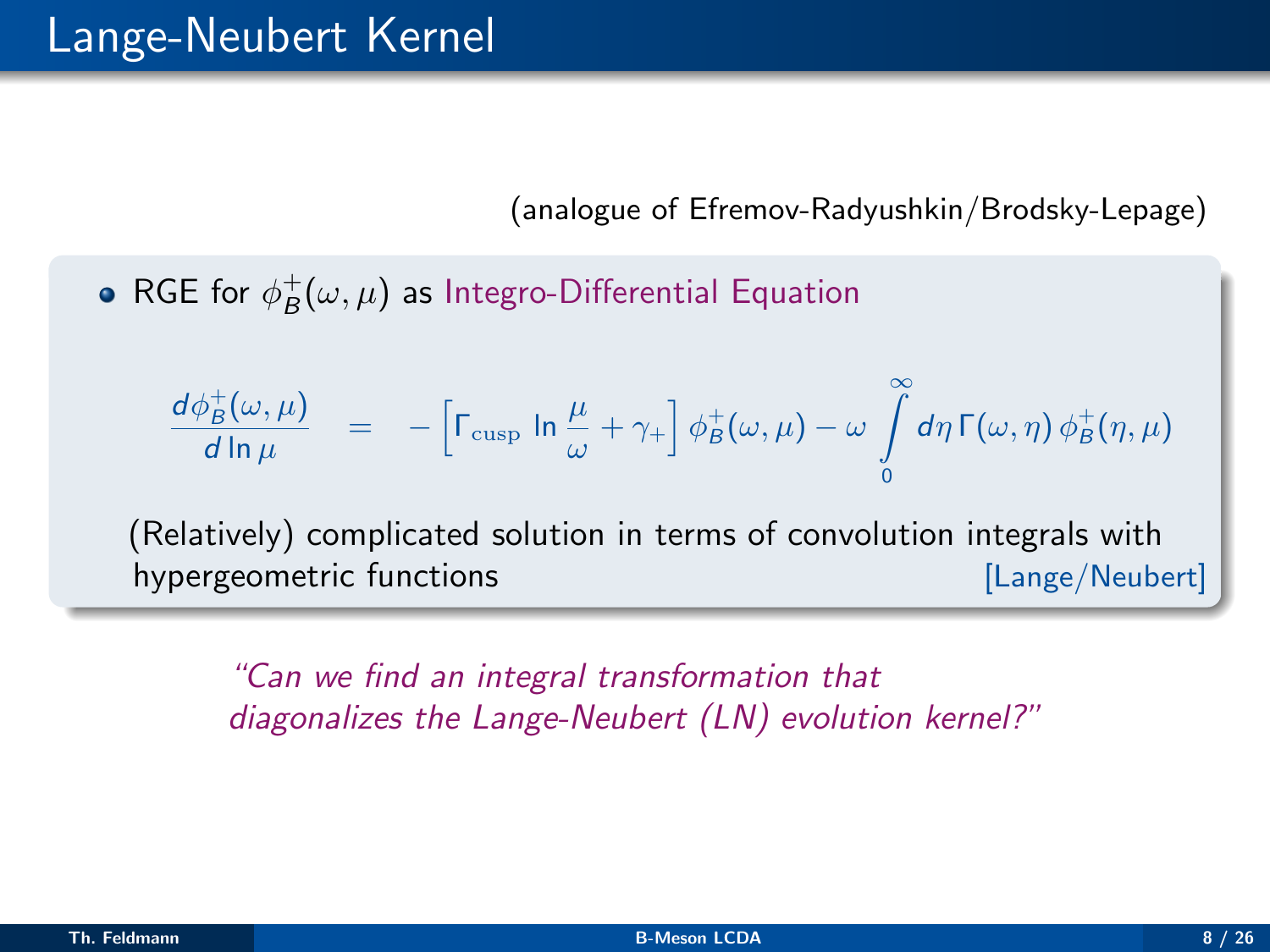# Lange-Neubert Kernel

(analogue of Efremov-Radyushkin/Brodsky-Lepage)

- RGE for $\phi_B^+(\omega, \mu)$ as Integro-Differential Equation

$$\frac{d\phi_B^+(\omega,\mu)}{d\ln\mu} = -\left[\Gamma_{\rm cusp} \ln\frac{\mu}{\omega} + \gamma_+\right] \phi_B^+(\omega,\mu) - \omega \int_0^\infty d\eta \, \Gamma(\omega,\eta) \, \phi_B^+(\eta,\mu)$$

(Relatively) complicated solution in terms of convolution integrals with hypergeometric functions [Lange/Neubert]

*"Can we find an integral transformation that diagonalizes the Lange-Neubert (LN) evolution kernel?"*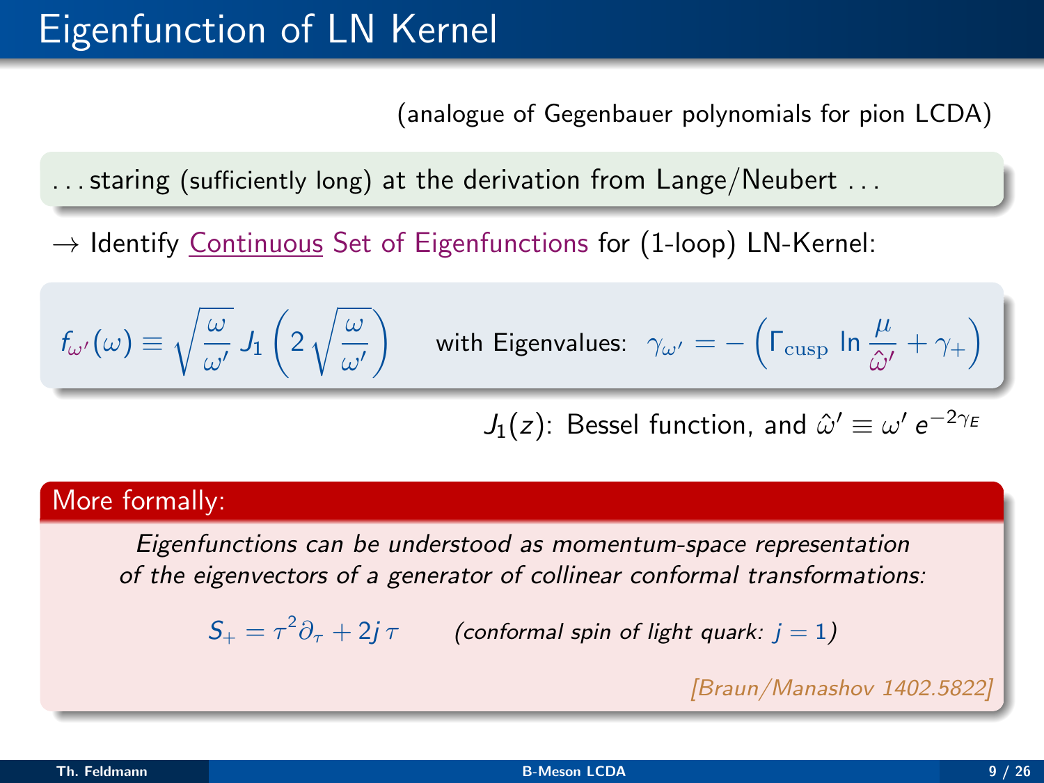# Eigenfunction of LN Kernel

(analogue of Gegenbauer polynomials for pion LCDA)

...staring (sufficiently long) at the derivation from Lange/Neubert ...

→ Identify Continuous Set of Eigenfunctions for (1-loop) LN-Kernel:

$$f_{\omega'}(\omega) \equiv \sqrt{\frac{\omega}{\omega'}}\, J_1\left(2\sqrt{\frac{\omega}{\omega'}}\right) \qquad \text{with Eigenvalues:} \quad \gamma_{\omega'} = -\left(\Gamma_{\rm cusp} \ln \frac{\mu}{\hat{\omega}'} + \gamma_+\right)$$

$J_1(z)$: Bessel function, and $\hat{\omega}' \equiv \omega' \, e^{-2\gamma_E}$

**More formally:**

*Eigenfunctions can be understood as momentum-space representation of the eigenvectors of a generator of collinear conformal transformations:*

$$S_+ = \tau^2 \partial_\tau + 2j\,\tau \qquad \textit{(conformal spin of light quark: } j = 1\textit{)}$$

*[Braun/Manashov 1402.5822]*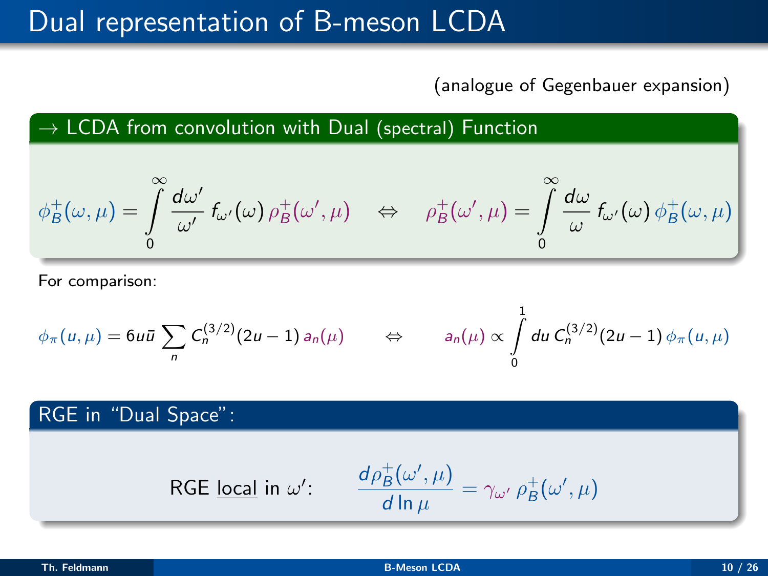# Dual representation of B-meson LCDA

(analogue of Gegenbauer expansion)

**$\rightarrow$ LCDA from convolution with Dual (spectral) Function**

$$\phi_B^+(\omega,\mu) = \int\limits_0^\infty \frac{d\omega'}{\omega'}\, f_{\omega'}(\omega)\, \rho_B^+(\omega',\mu) \quad \Leftrightarrow \quad \rho_B^+(\omega',\mu) = \int\limits_0^\infty \frac{d\omega}{\omega}\, f_{\omega'}(\omega)\, \phi_B^+(\omega,\mu)$$

For comparison:

$$\phi_\pi(u,\mu) = 6u\bar{u} \sum_n C_n^{(3/2)}(2u-1)\, a_n(\mu) \qquad \Leftrightarrow \qquad a_n(\mu) \propto \int\limits_0^1 du\, C_n^{(3/2)}(2u-1)\, \phi_\pi(u,\mu)$$

**RGE in "Dual Space":**

RGE <u>local</u> in $\omega'$: $\qquad \dfrac{d\rho_B^+(\omega',\mu)}{d\ln\mu} = \gamma_{\omega'}\, \rho_B^+(\omega',\mu)$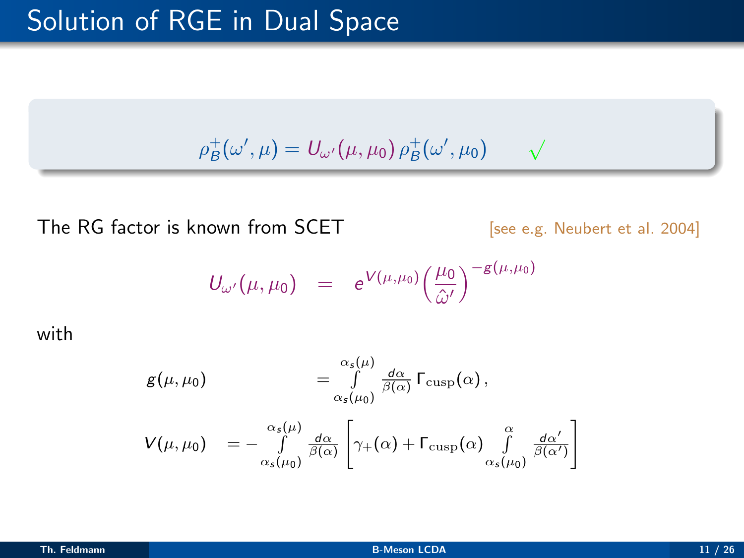# Solution of RGE in Dual Space

$$\rho_B^+(\omega', \mu) = U_{\omega'}(\mu, \mu_0)\, \rho_B^+(\omega', \mu_0) \qquad \surd$$

The RG factor is known from SCET [see e.g. Neubert et al. 2004]

$$U_{\omega'}(\mu, \mu_0) \quad = \quad e^{V(\mu,\mu_0)} \left(\frac{\mu_0}{\hat{\omega}'}\right)^{-g(\mu,\mu_0)}$$

with

$$g(\mu, \mu_0) = \int\limits_{\alpha_s(\mu_0)}^{\alpha_s(\mu)} \frac{d\alpha}{\beta(\alpha)}\, \Gamma_{\rm cusp}(\alpha)\,,$$

$$V(\mu, \mu_0) = -\int\limits_{\alpha_s(\mu_0)}^{\alpha_s(\mu)} \frac{d\alpha}{\beta(\alpha)} \left[\gamma_+(\alpha) + \Gamma_{\rm cusp}(\alpha) \int\limits_{\alpha_s(\mu_0)}^{\alpha} \frac{d\alpha'}{\beta(\alpha')}\right]$$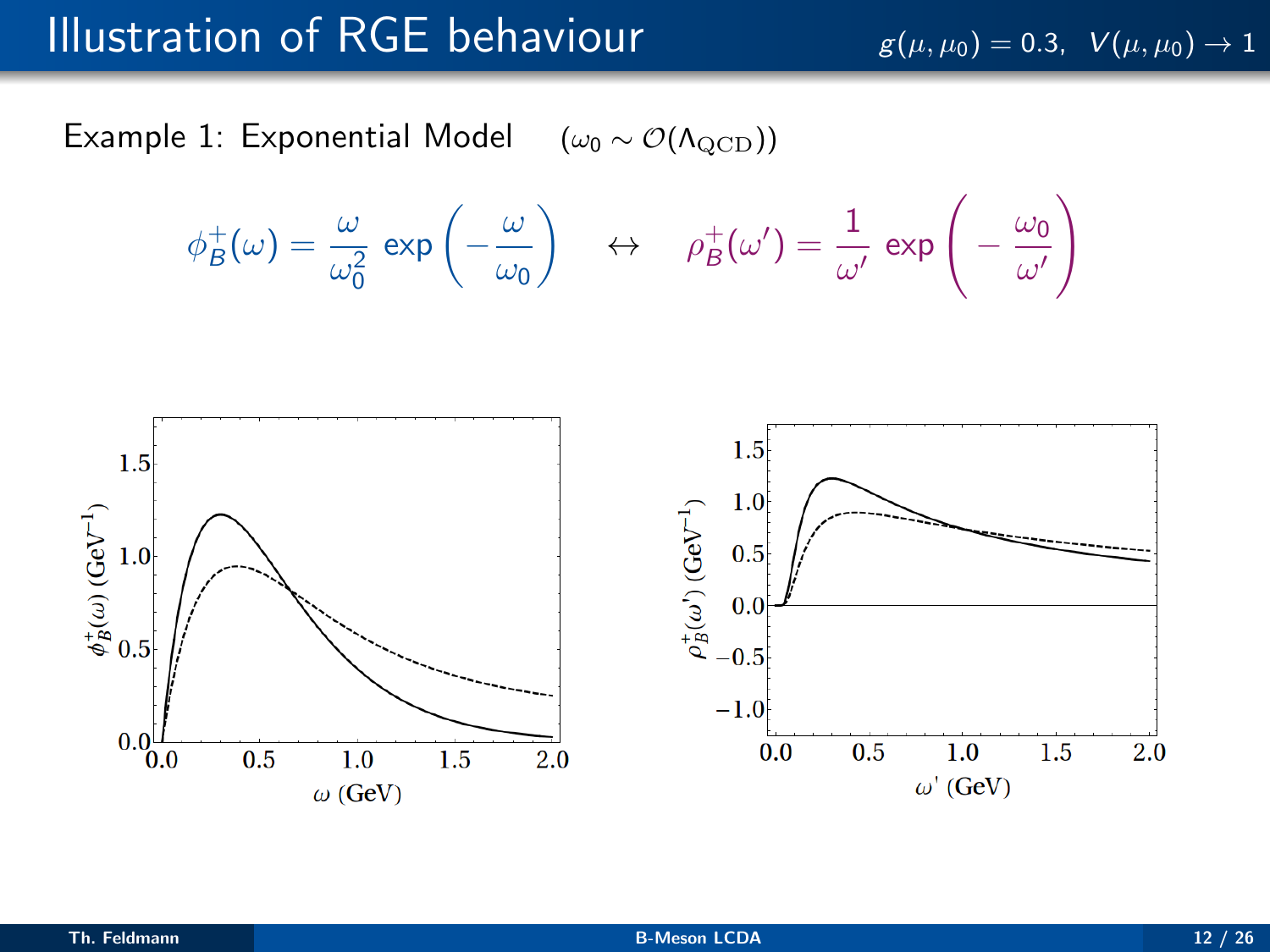# Illustration of RGE behaviour

$g(\mu, \mu_0) = 0.3, \quad V(\mu, \mu_0) \to 1$

Example 1: Exponential Model $\quad (\omega_0 \sim \mathcal{O}(\Lambda_{\rm QCD}))$

$$\phi_B^+(\omega) = \frac{\omega}{\omega_0^2} \exp\left(-\frac{\omega}{\omega_0}\right) \quad \leftrightarrow \quad \rho_B^+(\omega') = \frac{1}{\omega'} \exp\left(-\frac{\omega_0}{\omega'}\right)$$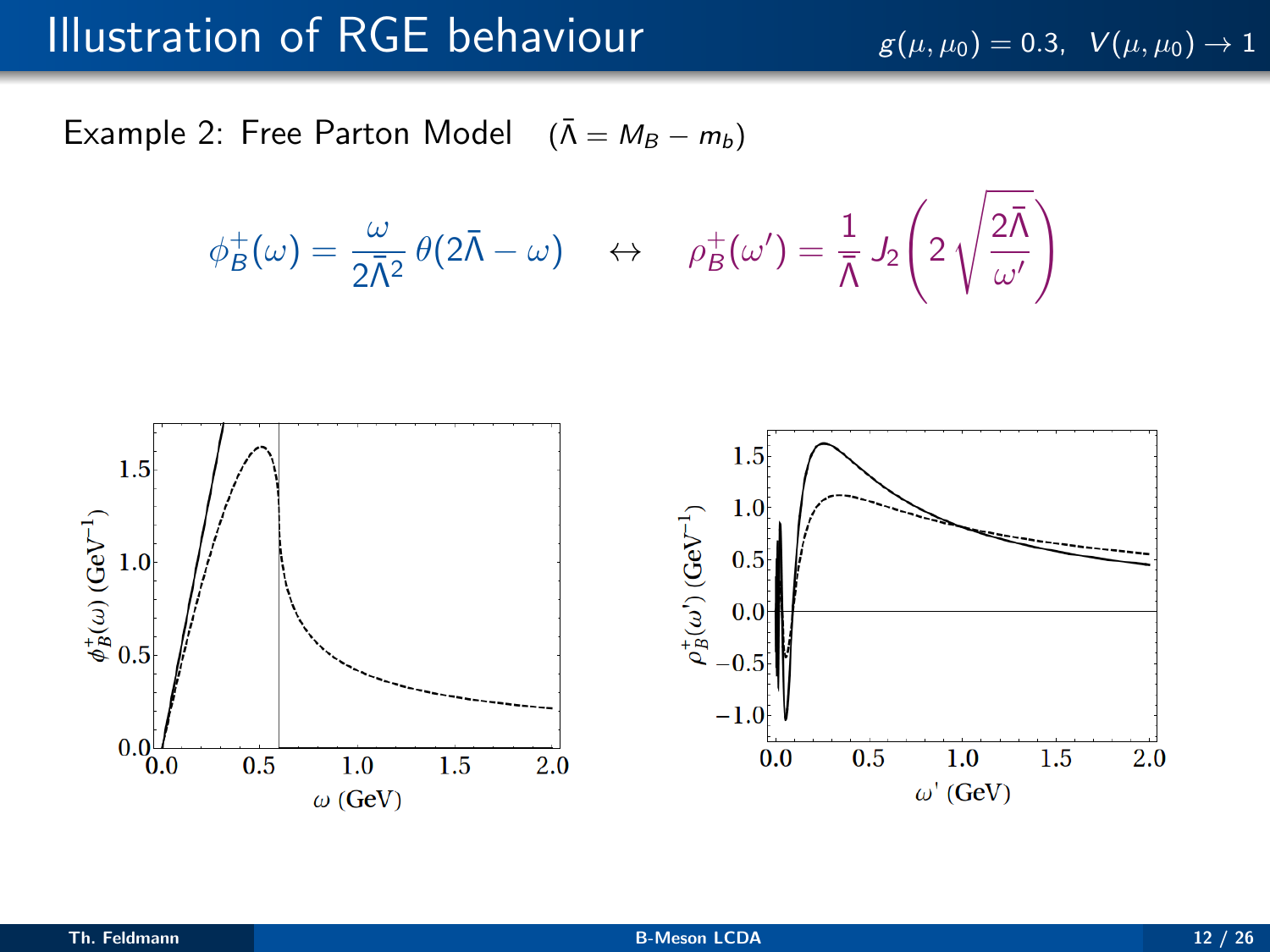# Illustration of RGE behaviour

$g(\mu, \mu_0) = 0.3, \quad V(\mu, \mu_0) \to 1$

Example 2: Free Parton Model $\quad (\bar{\Lambda} = M_B - m_b)$

$$\phi_B^+(\omega) = \frac{\omega}{2\bar{\Lambda}^2}\,\theta(2\bar{\Lambda} - \omega) \quad \leftrightarrow \quad \rho_B^+(\omega') = \frac{1}{\bar{\Lambda}}\,J_2\!\left(2\sqrt{\frac{2\bar{\Lambda}}{\omega'}}\right)$$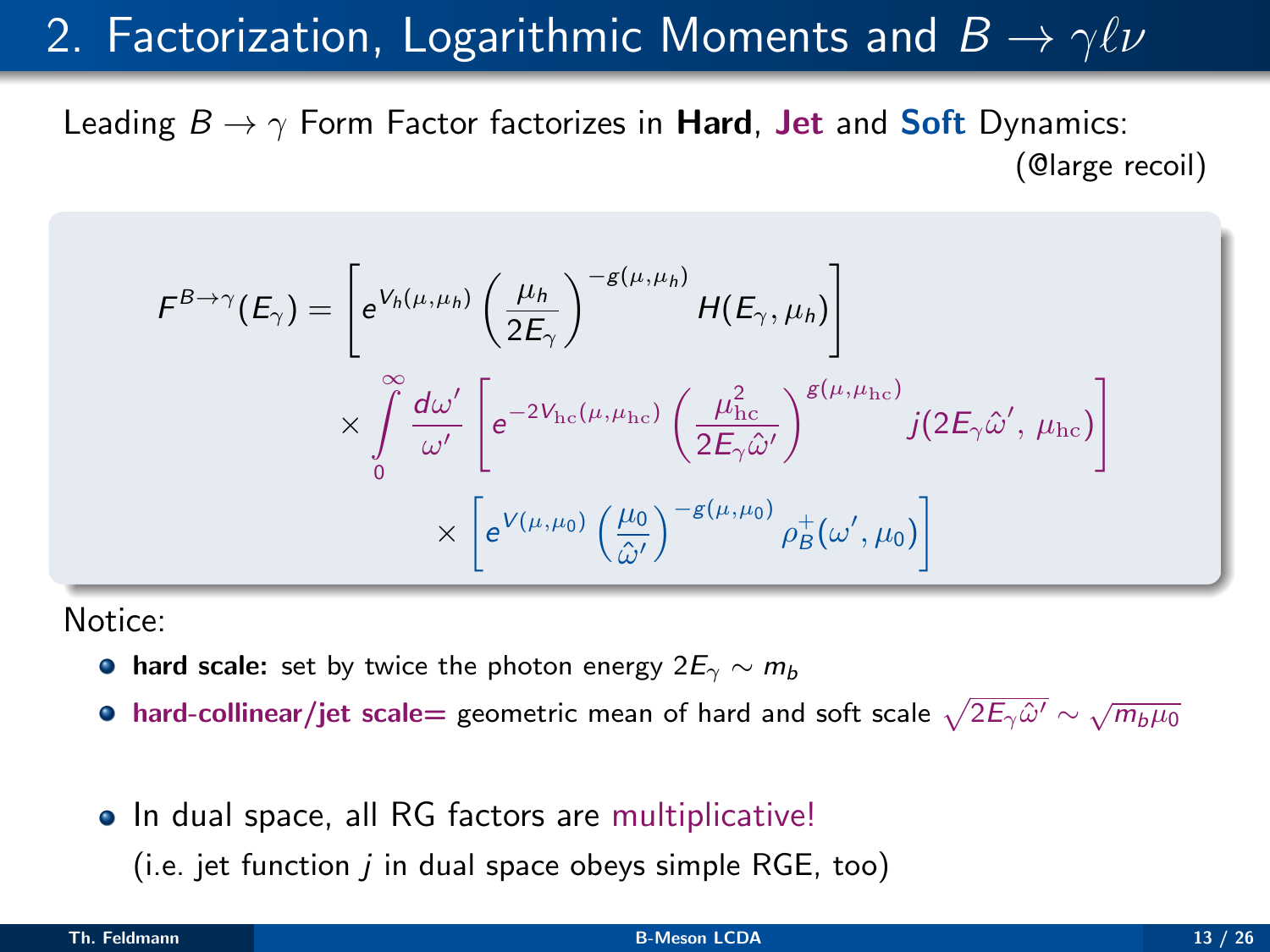# 2. Factorization, Logarithmic Moments and $B \to \gamma \ell \nu$

Leading $B \to \gamma$ Form Factor factorizes in **Hard**, **Jet** and **Soft** Dynamics:

(@large recoil)

$$
\begin{aligned}
F^{B\to\gamma}(E_\gamma) = & \left[ e^{V_h(\mu,\mu_h)} \left(\frac{\mu_h}{2E_\gamma}\right)^{-g(\mu,\mu_h)} H(E_\gamma,\mu_h) \right] \\
& \times \int_0^\infty \frac{d\omega'}{\omega'} \left[ e^{-2V_{\rm hc}(\mu,\mu_{\rm hc})} \left(\frac{\mu_{\rm hc}^2}{2E_\gamma \hat\omega'}\right)^{g(\mu,\mu_{\rm hc})} j(2E_\gamma\hat\omega',\, \mu_{\rm hc}) \right] \\
& \times \left[ e^{V(\mu,\mu_0)} \left(\frac{\mu_0}{\hat\omega'}\right)^{-g(\mu,\mu_0)} \rho_B^+(\omega',\mu_0) \right]
\end{aligned}
$$

Notice:

- **hard scale:** set by twice the photon energy $2E_\gamma \sim m_b$
- **hard-collinear/jet scale=** geometric mean of hard and soft scale $\sqrt{2E_\gamma\hat\omega'} \sim \sqrt{m_b\mu_0}$
- In dual space, all RG factors are multiplicative!
  (i.e. jet function $j$ in dual space obeys simple RGE, too)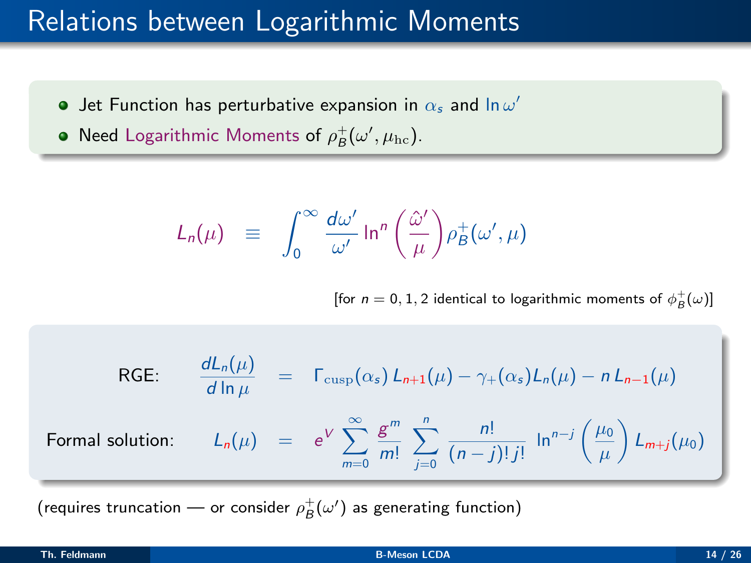# Relations between Logarithmic Moments

- Jet Function has perturbative expansion in $\alpha_s$ and $\ln \omega'$
- Need Logarithmic Moments of $\rho_B^+(\omega', \mu_{\rm hc})$.

$$L_n(\mu) \equiv \int_0^\infty \frac{d\omega'}{\omega'} \ln^n \left(\frac{\hat{\omega}'}{\mu}\right) \rho_B^+(\omega', \mu)$$

[for $n = 0, 1, 2$ identical to logarithmic moments of $\phi_B^+(\omega)$]

RGE:
$$\frac{dL_n(\mu)}{d \ln \mu} = \Gamma_{\rm cusp}(\alpha_s)\, L_{n+1}(\mu) - \gamma_+(\alpha_s) L_n(\mu) - n\, L_{n-1}(\mu)$$

Formal solution:
$$L_n(\mu) = e^V \sum_{m=0}^{\infty} \frac{g^m}{m!} \sum_{j=0}^{n} \frac{n!}{(n-j)!\, j!} \ln^{n-j}\left(\frac{\mu_0}{\mu}\right) L_{m+j}(\mu_0)$$

(requires truncation — or consider $\rho_B^+(\omega')$ as generating function)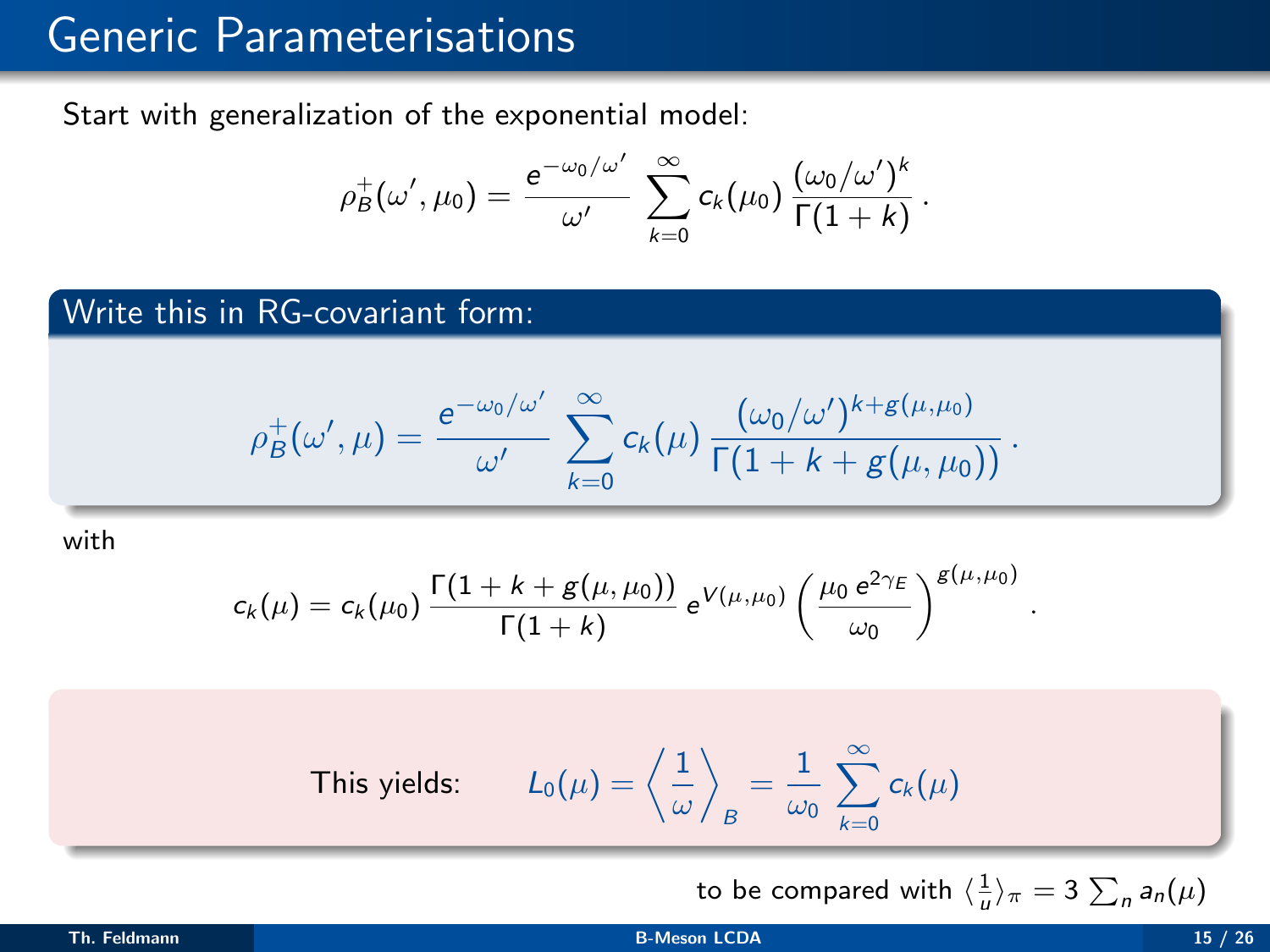# Generic Parameterisations

Start with generalization of the exponential model:

$$\rho_B^+(\omega', \mu_0) = \frac{e^{-\omega_0/\omega'}}{\omega'} \sum_{k=0}^{\infty} c_k(\mu_0) \, \frac{(\omega_0/\omega')^k}{\Gamma(1+k)} \, .$$

**Write this in RG-covariant form:**

$$\rho_B^+(\omega', \mu) = \frac{e^{-\omega_0/\omega'}}{\omega'} \sum_{k=0}^{\infty} c_k(\mu) \, \frac{(\omega_0/\omega')^{k+g(\mu,\mu_0)}}{\Gamma(1+k+g(\mu,\mu_0))} \, .$$

with

$$c_k(\mu) = c_k(\mu_0) \, \frac{\Gamma(1+k+g(\mu,\mu_0))}{\Gamma(1+k)} \, e^{V(\mu,\mu_0)} \left( \frac{\mu_0 \, e^{2\gamma_E}}{\omega_0} \right)^{g(\mu,\mu_0)} \, .$$

This yields: $\quad L_0(\mu) = \left\langle \dfrac{1}{\omega} \right\rangle_B = \dfrac{1}{\omega_0} \displaystyle\sum_{k=0}^{\infty} c_k(\mu)$

to be compared with $\langle \frac{1}{u} \rangle_\pi = 3 \sum_n a_n(\mu)$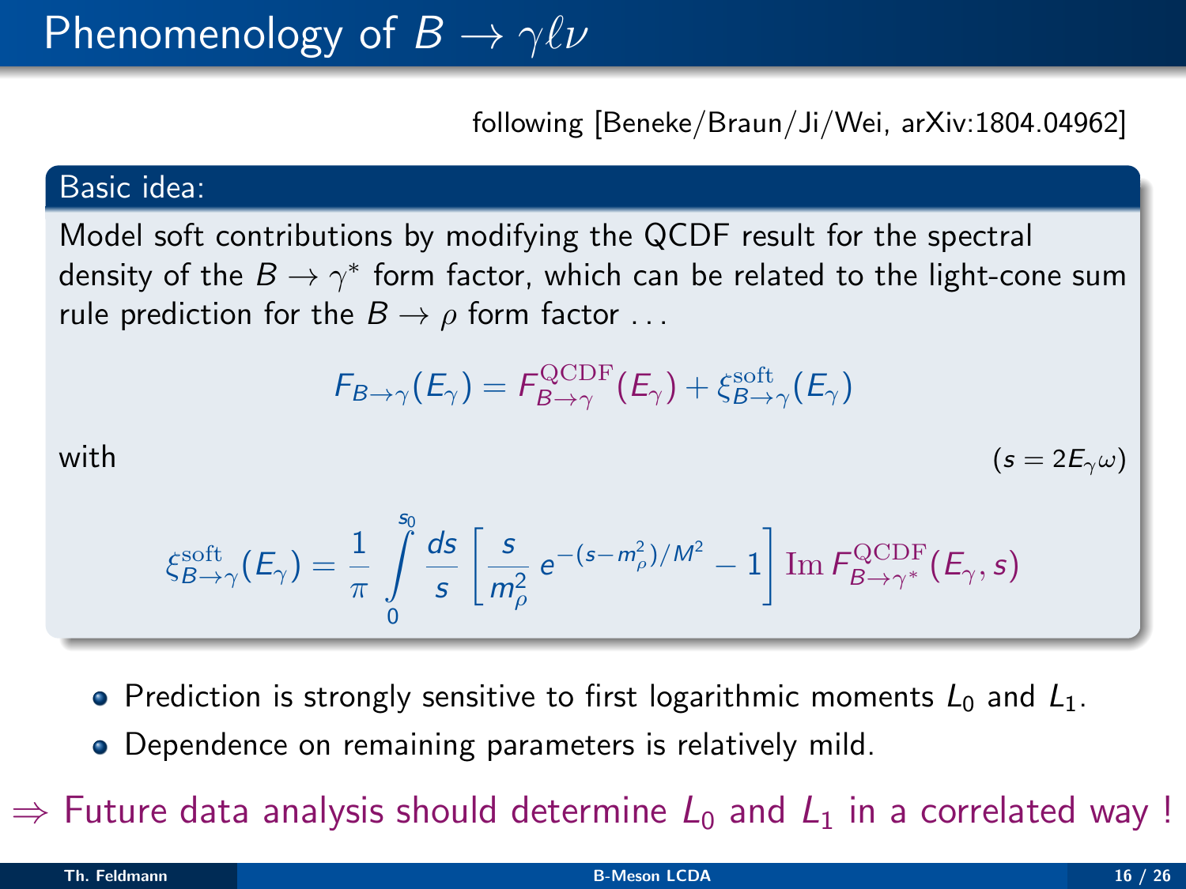# Phenomenology of $B \to \gamma \ell \nu$

following [Beneke/Braun/Ji/Wei, arXiv:1804.04962]

**Basic idea:**

Model soft contributions by modifying the QCDF result for the spectral density of the $B \to \gamma^*$ form factor, which can be related to the light-cone sum rule prediction for the $B \to \rho$ form factor ...

$$F_{B\to\gamma}(E_\gamma) = F_{B\to\gamma}^{\rm QCDF}(E_\gamma) + \xi_{B\to\gamma}^{\rm soft}(E_\gamma)$$

with $(s = 2E_\gamma \omega)$

$$\xi_{B\to\gamma}^{\rm soft}(E_\gamma) = \frac{1}{\pi} \int_0^{s_0} \frac{ds}{s} \left[ \frac{s}{m_\rho^2} \, e^{-(s-m_\rho^2)/M^2} - 1 \right] {\rm Im}\, F_{B\to\gamma^*}^{\rm QCDF}(E_\gamma, s)$$

- Prediction is strongly sensitive to first logarithmic moments $L_0$ and $L_1$.
- Dependence on remaining parameters is relatively mild.

$\Rightarrow$ Future data analysis should determine $L_0$ and $L_1$ in a correlated way !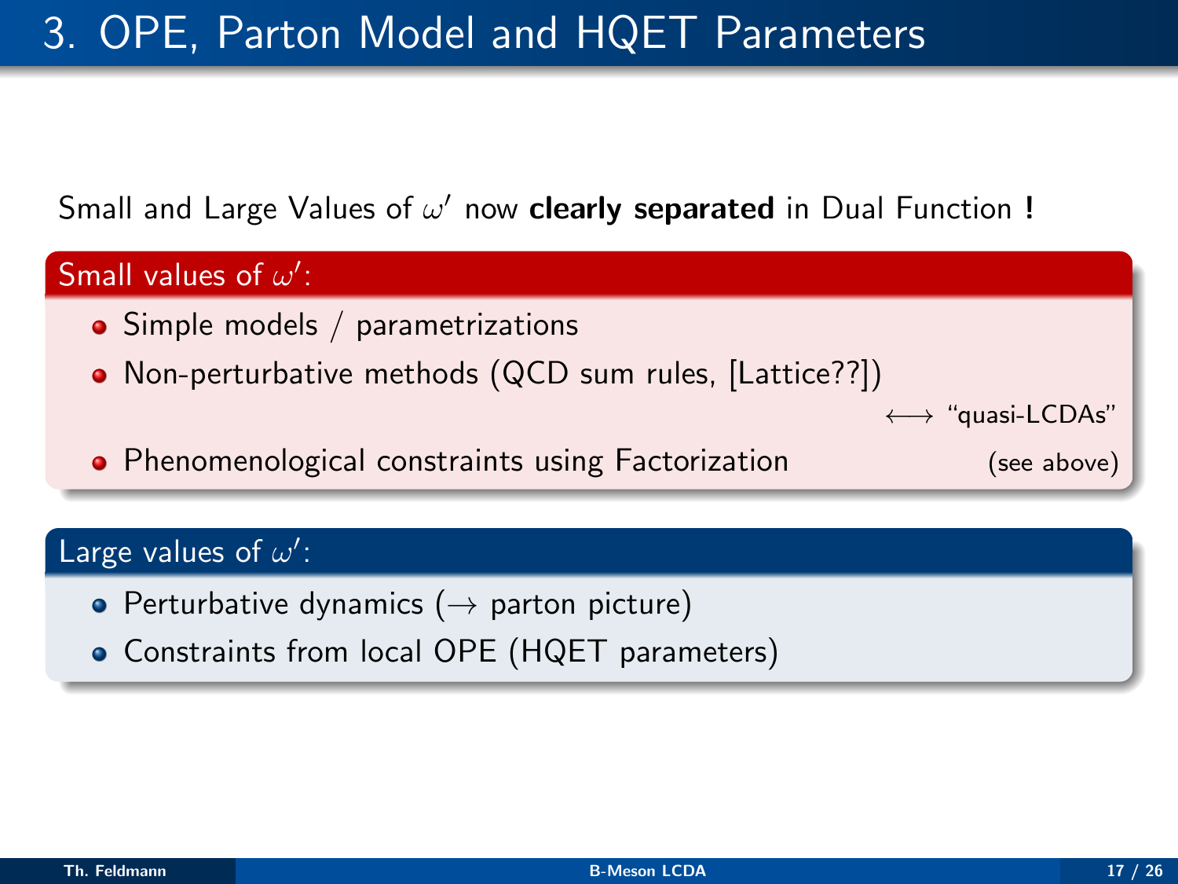# 3. OPE, Parton Model and HQET Parameters

Small and Large Values of $\omega'$ now **clearly separated** in Dual Function **!**

**Small values of $\omega'$:**

- Simple models / parametrizations
- Non-perturbative methods (QCD sum rules, [Lattice??])

  $\longleftrightarrow$ "quasi-LCDAs"
- Phenomenological constraints using Factorization (see above)

**Large values of $\omega'$:**

- Perturbative dynamics ($\rightarrow$ parton picture)
- Constraints from local OPE (HQET parameters)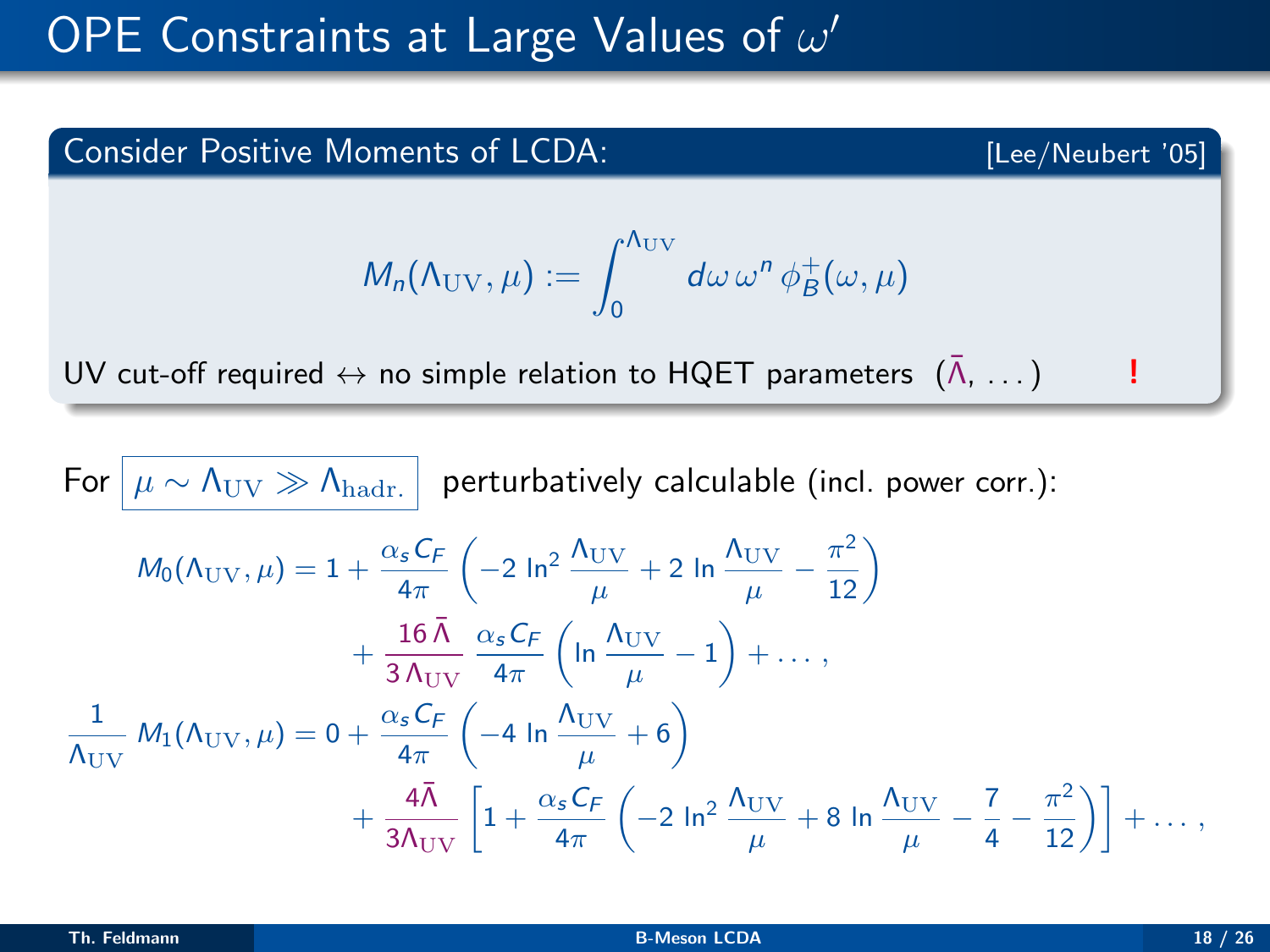# OPE Constraints at Large Values of $\omega'$

**Consider Positive Moments of LCDA:** [Lee/Neubert '05]

$$M_n(\Lambda_{\rm UV}, \mu) := \int_0^{\Lambda_{\rm UV}} d\omega \, \omega^n \, \phi_B^+(\omega, \mu)$$

UV cut-off required $\leftrightarrow$ no simple relation to HQET parameters $(\bar\Lambda, \ldots)$ **!**

For $\boxed{\mu \sim \Lambda_{\rm UV} \gg \Lambda_{\rm hadr.}}$ perturbatively calculable (incl. power corr.):

$$M_0(\Lambda_{\rm UV}, \mu) = 1 + \frac{\alpha_s C_F}{4\pi} \left( -2 \ln^2 \frac{\Lambda_{\rm UV}}{\mu} + 2 \ln \frac{\Lambda_{\rm UV}}{\mu} - \frac{\pi^2}{12} \right) + \frac{16\,\bar\Lambda}{3\,\Lambda_{\rm UV}} \, \frac{\alpha_s C_F}{4\pi} \left( \ln \frac{\Lambda_{\rm UV}}{\mu} - 1 \right) + \ldots \,,$$

$$\frac{1}{\Lambda_{\rm UV}} \, M_1(\Lambda_{\rm UV}, \mu) = 0 + \frac{\alpha_s C_F}{4\pi} \left( -4 \ln \frac{\Lambda_{\rm UV}}{\mu} + 6 \right) + \frac{4\bar\Lambda}{3\Lambda_{\rm UV}} \left[ 1 + \frac{\alpha_s C_F}{4\pi} \left( -2 \ln^2 \frac{\Lambda_{\rm UV}}{\mu} + 8 \ln \frac{\Lambda_{\rm UV}}{\mu} - \frac{7}{4} - \frac{\pi^2}{12} \right) \right] + \ldots \,,$$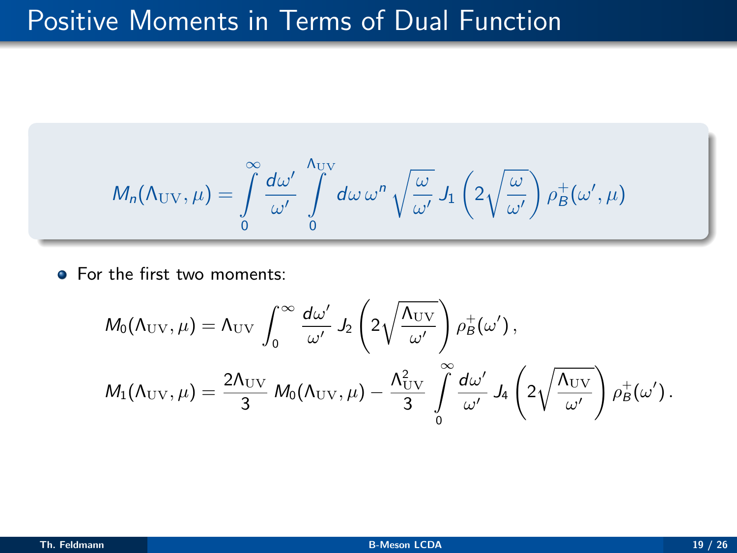# Positive Moments in Terms of Dual Function

$$M_n(\Lambda_{\rm UV}, \mu) = \int_0^\infty \frac{d\omega'}{\omega'} \int_0^{\Lambda_{\rm UV}} d\omega\, \omega^n \sqrt{\frac{\omega}{\omega'}}\, J_1\left(2\sqrt{\frac{\omega}{\omega'}}\right) \rho_B^+(\omega', \mu)$$

- For the first two moments:

$$M_0(\Lambda_{\rm UV}, \mu) = \Lambda_{\rm UV} \int_0^\infty \frac{d\omega'}{\omega'}\, J_2\left(2\sqrt{\frac{\Lambda_{\rm UV}}{\omega'}}\right) \rho_B^+(\omega')\,,$$

$$M_1(\Lambda_{\rm UV}, \mu) = \frac{2\Lambda_{\rm UV}}{3}\, M_0(\Lambda_{\rm UV}, \mu) - \frac{\Lambda_{\rm UV}^2}{3} \int_0^\infty \frac{d\omega'}{\omega'}\, J_4\left(2\sqrt{\frac{\Lambda_{\rm UV}}{\omega'}}\right) \rho_B^+(\omega')\,.$$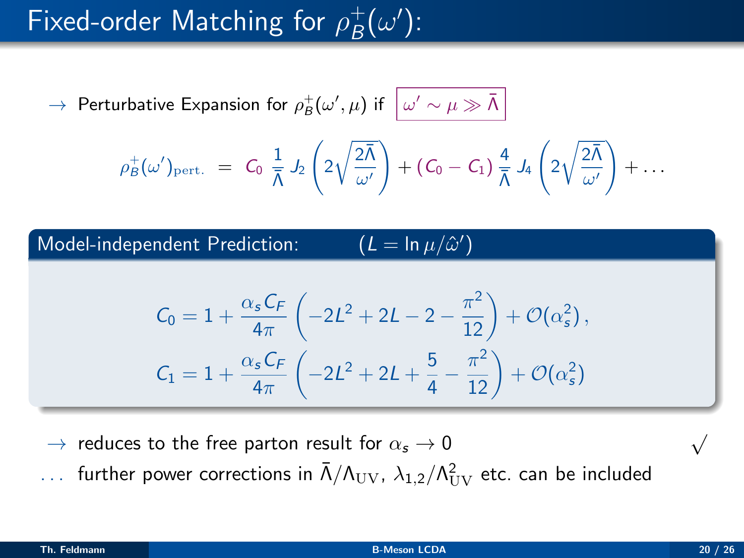# Fixed-order Matching for $\rho_B^+(\omega')$:

$\rightarrow$ Perturbative Expansion for $\rho_B^+(\omega', \mu)$ if $\boxed{\omega' \sim \mu \gg \bar{\Lambda}}$

$$\rho_B^+(\omega')_{\text{pert.}} = C_0 \, \frac{1}{\bar{\Lambda}} \, J_2\left(2\sqrt{\frac{2\bar{\Lambda}}{\omega'}}\right) + (C_0 - C_1) \, \frac{4}{\bar{\Lambda}} \, J_4\left(2\sqrt{\frac{2\bar{\Lambda}}{\omega'}}\right) + \ldots$$

**Model-independent Prediction:** $\quad (L = \ln \mu/\hat{\omega}')$

$$C_0 = 1 + \frac{\alpha_s C_F}{4\pi}\left(-2L^2 + 2L - 2 - \frac{\pi^2}{12}\right) + \mathcal{O}(\alpha_s^2)\,,$$

$$C_1 = 1 + \frac{\alpha_s C_F}{4\pi}\left(-2L^2 + 2L + \frac{5}{4} - \frac{\pi^2}{12}\right) + \mathcal{O}(\alpha_s^2)$$

$\rightarrow$ reduces to the free parton result for $\alpha_s \to 0$ $\quad \surd$

... further power corrections in $\bar{\Lambda}/\Lambda_{\text{UV}}$, $\lambda_{1,2}/\Lambda_{\text{UV}}^2$ etc. can be included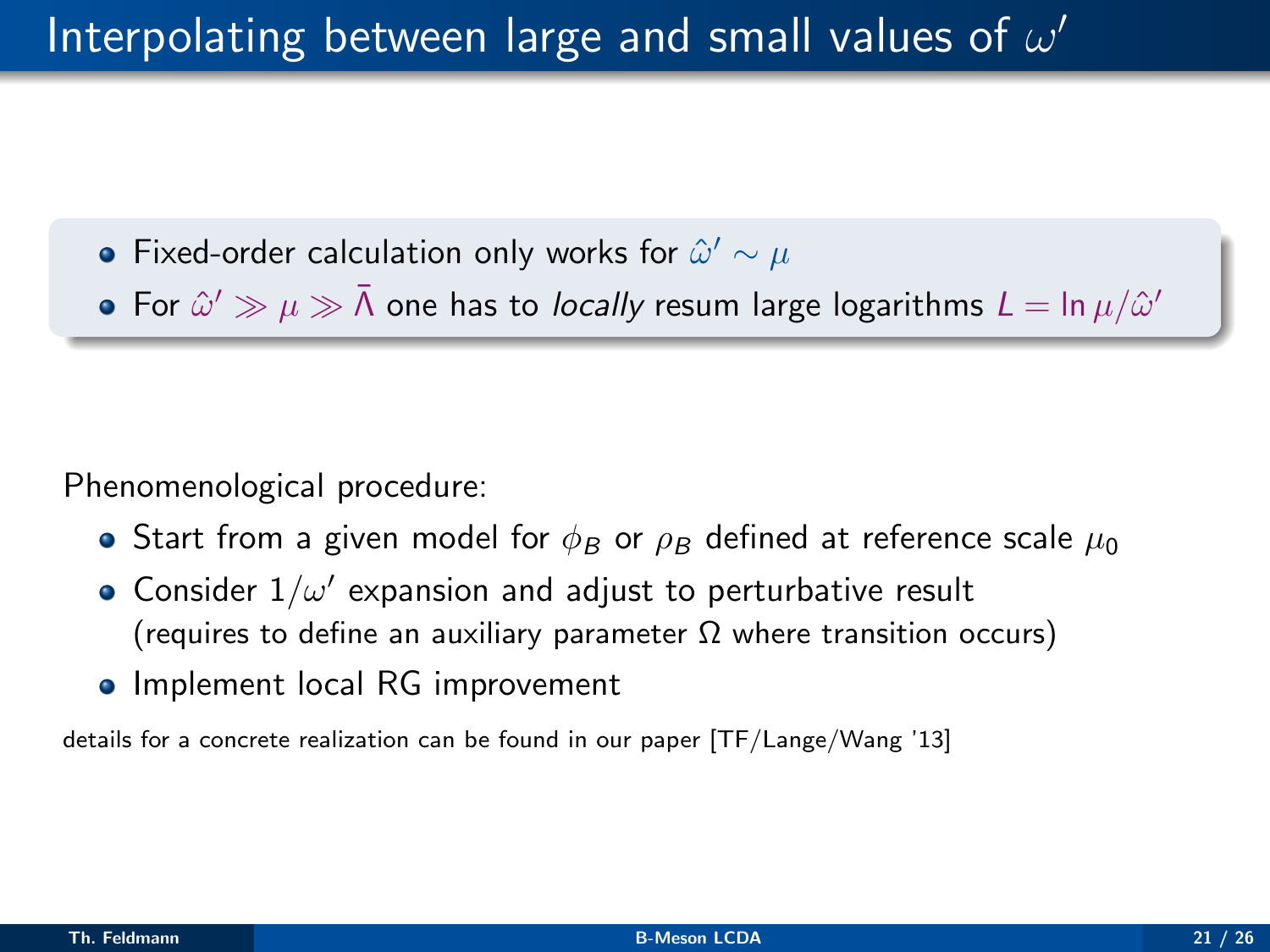# Interpolating between large and small values of $\omega'$

- Fixed-order calculation only works for $\hat{\omega}' \sim \mu$
- For $\hat{\omega}' \gg \mu \gg \bar{\Lambda}$ one has to *locally* resum large logarithms $L = \ln \mu/\hat{\omega}'$

Phenomenological procedure:

- Start from a given model for $\phi_B$ or $\rho_B$ defined at reference scale $\mu_0$
- Consider $1/\omega'$ expansion and adjust to perturbative result (requires to define an auxiliary parameter $\Omega$ where transition occurs)
- Implement local RG improvement

details for a concrete realization can be found in our paper [TF/Lange/Wang '13]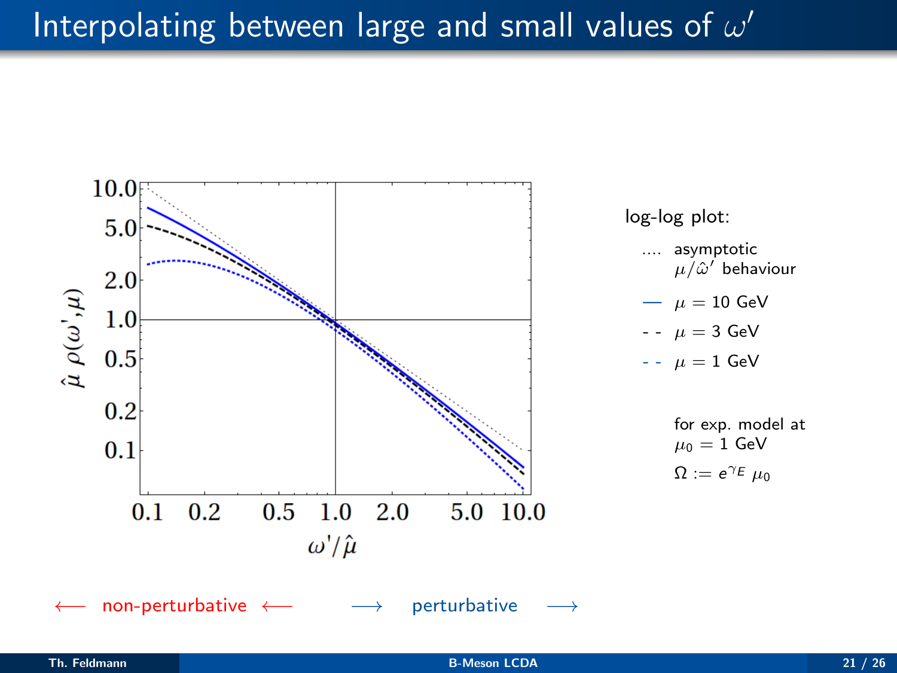# Interpolating between large and small values of $\omega'$

log-log plot:

- .... asymptotic $\mu/\hat{\omega}'$ behaviour
- — $\mu = 10$ GeV
- - - $\mu = 3$ GeV
- - - $\mu = 1$ GeV

for exp. model at $\mu_0 = 1$ GeV

$\Omega := e^{\gamma_E}\,\mu_0$

⟵ non-perturbative ⟵ ⟶ perturbative ⟶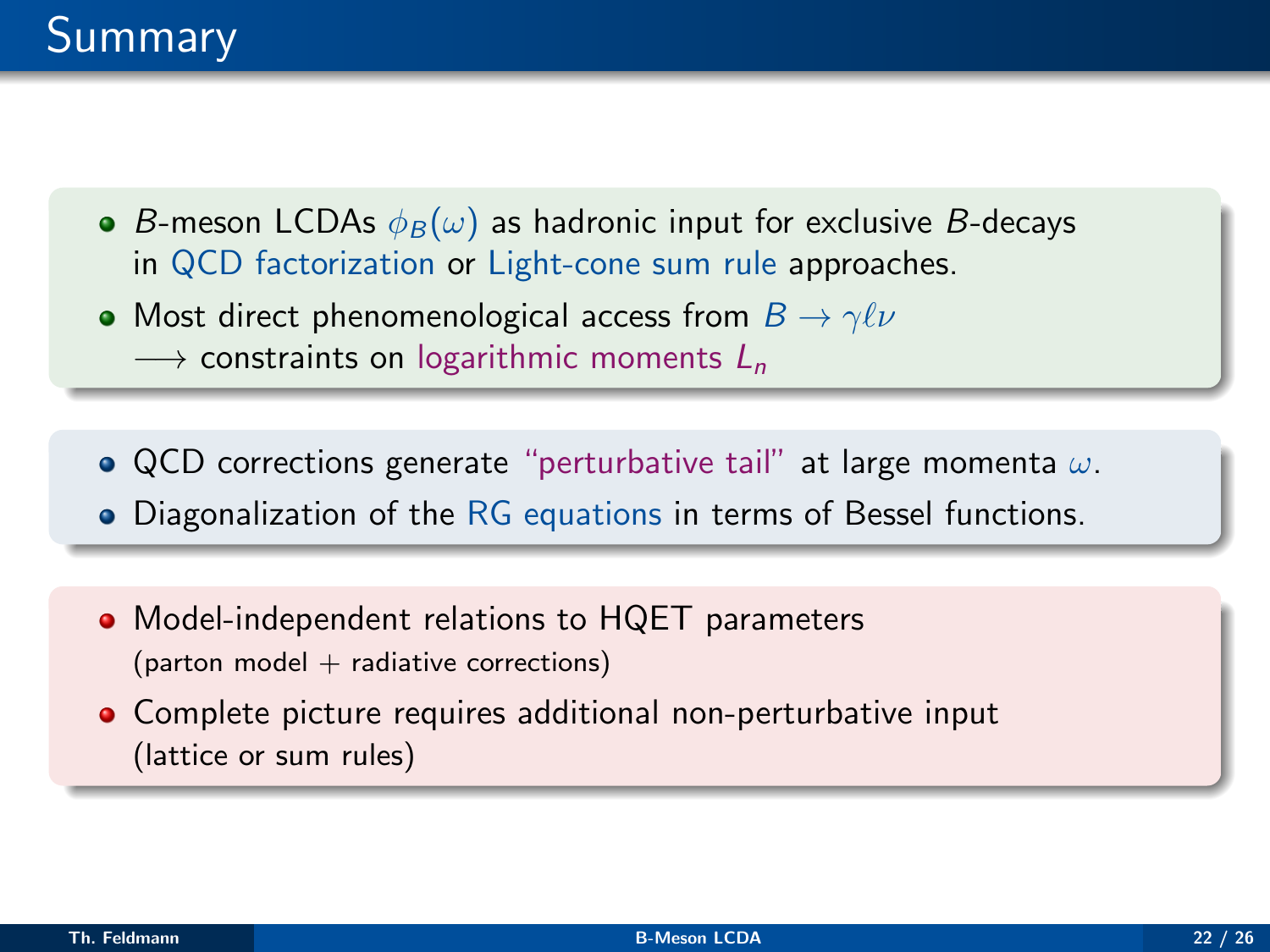# Summary

- $B$-meson LCDAs $\phi_B(\omega)$ as hadronic input for exclusive $B$-decays in QCD factorization or Light-cone sum rule approaches.
- Most direct phenomenological access from $B \to \gamma \ell \nu$
  $\longrightarrow$ constraints on logarithmic moments $L_n$

- QCD corrections generate "perturbative tail" at large momenta $\omega$.
- Diagonalization of the RG equations in terms of Bessel functions.

- Model-independent relations to HQET parameters
  (parton model + radiative corrections)
- Complete picture requires additional non-perturbative input
  (lattice or sum rules)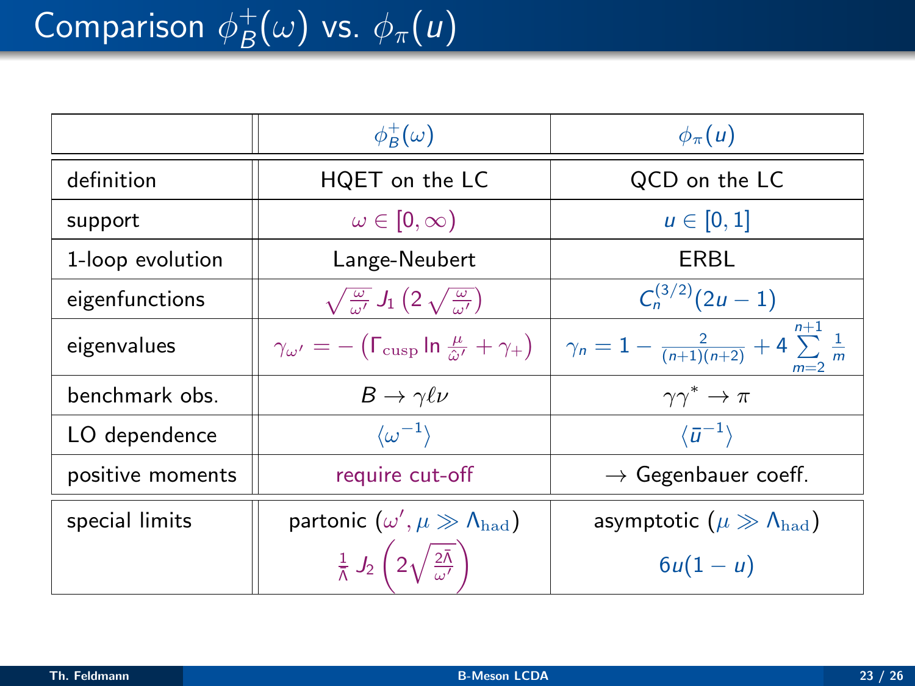# Comparison $\phi_B^+(\omega)$ vs. $\phi_\pi(u)$

| | $\phi_B^+(\omega)$ | $\phi_\pi(u)$ |
|---|---|---|
| definition | HQET on the LC | QCD on the LC |
| support | $\omega \in [0, \infty)$ | $u \in [0, 1]$ |
| 1-loop evolution | Lange-Neubert | ERBL |
| eigenfunctions | $\sqrt{\frac{\omega}{\omega'}}\, J_1\left(2\sqrt{\frac{\omega}{\omega'}}\right)$ | $C_n^{(3/2)}(2u-1)$ |
| eigenvalues | $\gamma_{\omega'} = -\left(\Gamma_{\rm cusp} \ln \frac{\mu}{\hat{\omega}'} + \gamma_+\right)$ | $\gamma_n = 1 - \frac{2}{(n+1)(n+2)} + 4\sum\limits_{m=2}^{n+1} \frac{1}{m}$ |
| benchmark obs. | $B \to \gamma \ell \nu$ | $\gamma\gamma^* \to \pi$ |
| LO dependence | $\langle \omega^{-1} \rangle$ | $\langle \bar{u}^{-1} \rangle$ |
| positive moments | require cut-off | $\to$ Gegenbauer coeff. |
| special limits | partonic $(\omega', \mu \gg \Lambda_{\rm had})$ $\frac{1}{\bar\Lambda}\, J_2\left(2\sqrt{\frac{2\bar\Lambda}{\omega'}}\right)$ | asymptotic $(\mu \gg \Lambda_{\rm had})$ $6u(1-u)$ |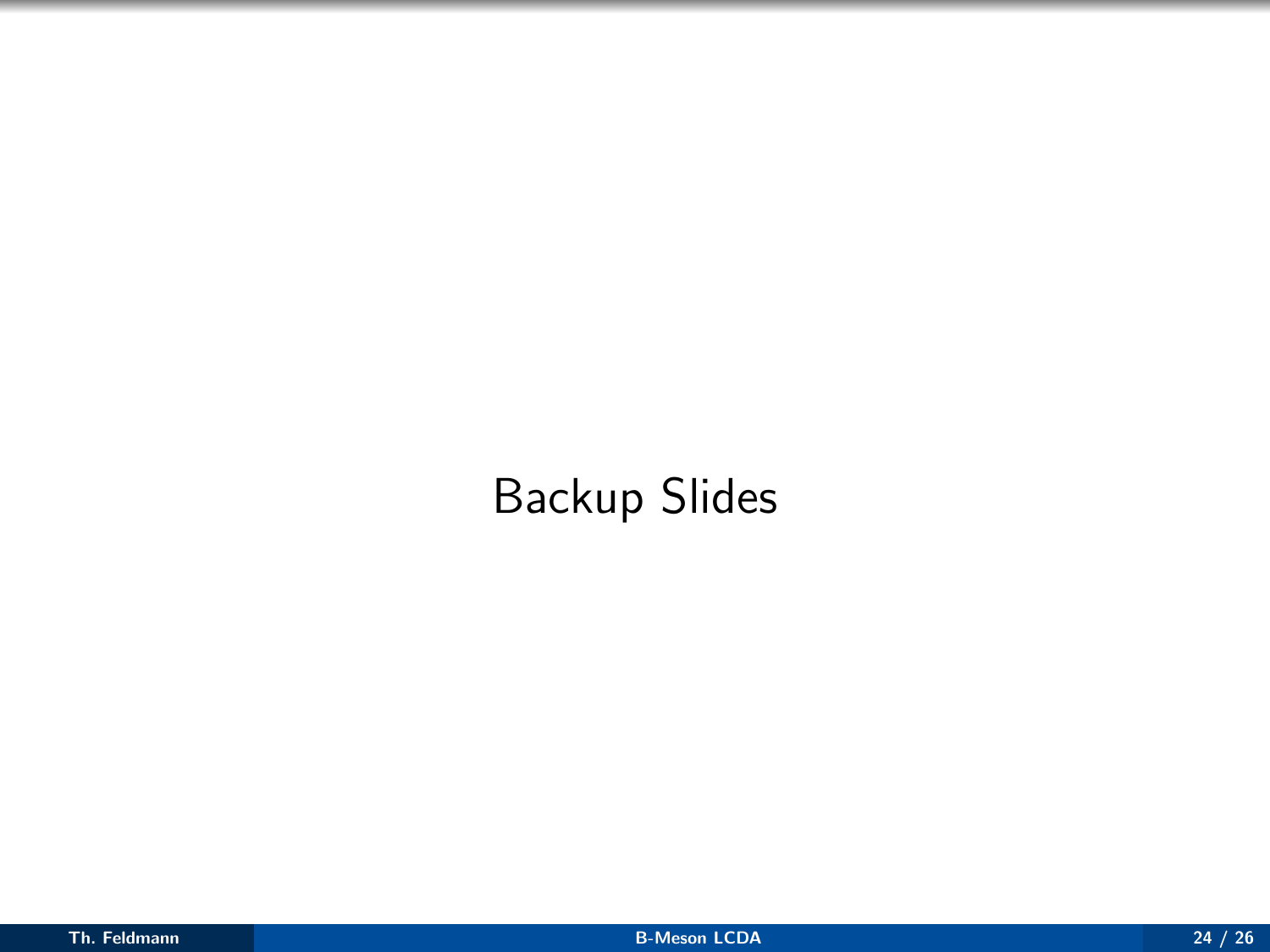# Backup Slides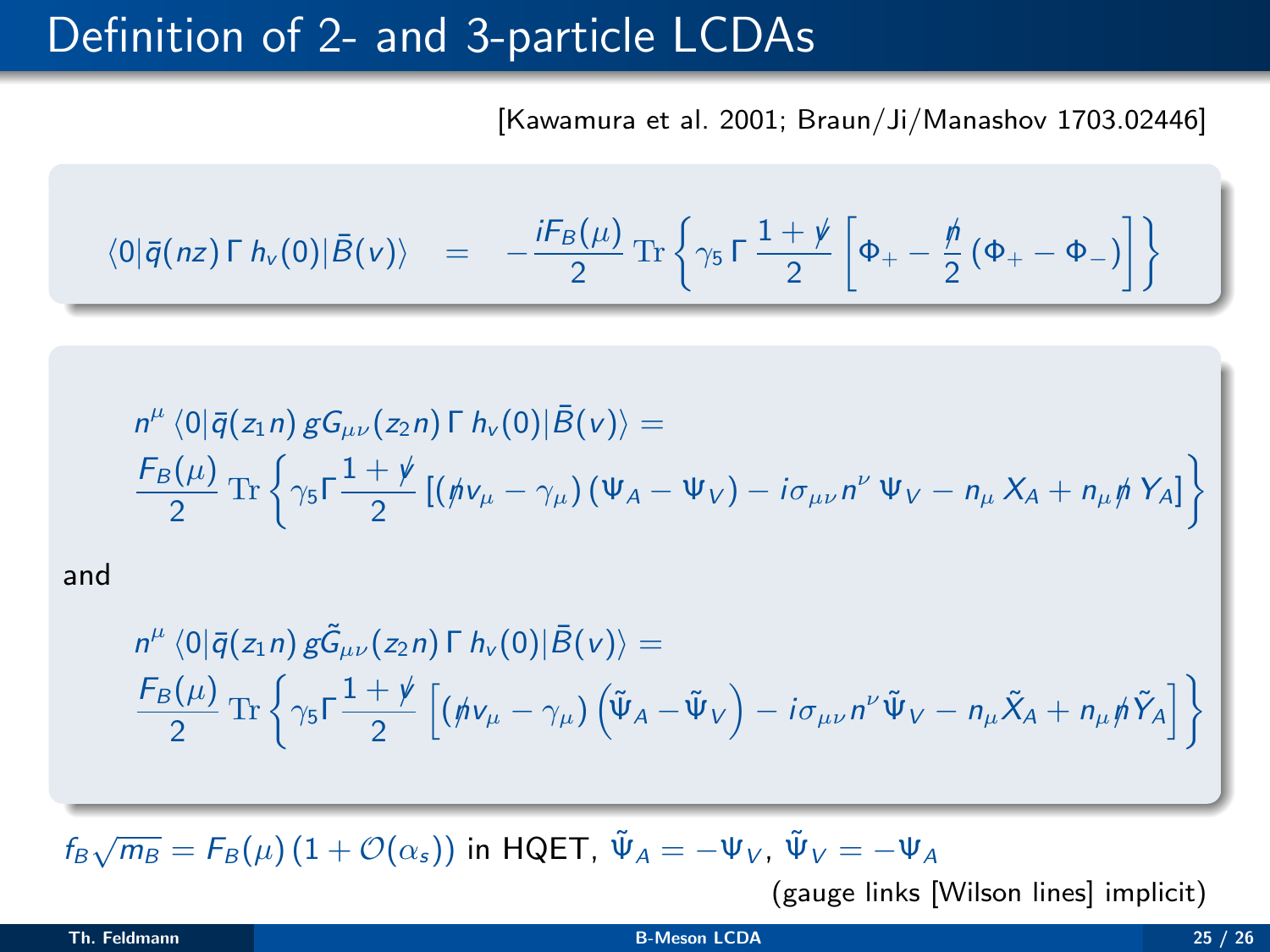# Definition of 2- and 3-particle LCDAs

[Kawamura et al. 2001; Braun/Ji/Manashov 1703.02446]

$$\langle 0|\bar{q}(nz)\,\Gamma\,h_v(0)|\bar{B}(v)\rangle \;=\; -\frac{iF_B(\mu)}{2}\,\mathrm{Tr}\left\{\gamma_5\,\Gamma\,\frac{1+\not{v}}{2}\left[\Phi_+ - \frac{\not{n}}{2}\,(\Phi_+ - \Phi_-)\right]\right\}$$

$$n^\mu\,\langle 0|\bar{q}(z_1 n)\,gG_{\mu\nu}(z_2 n)\,\Gamma\,h_v(0)|\bar{B}(v)\rangle =$$
$$\frac{F_B(\mu)}{2}\,\mathrm{Tr}\left\{\gamma_5\Gamma\frac{1+\not{v}}{2}\left[(\not{n}v_\mu - \gamma_\mu)\,(\Psi_A - \Psi_V) - i\sigma_{\mu\nu}n^\nu\,\Psi_V - n_\mu\,X_A + n_\mu\not{n}\,Y_A\right]\right\}$$

and

$$n^\mu\,\langle 0|\bar{q}(z_1 n)\,g\tilde{G}_{\mu\nu}(z_2 n)\,\Gamma\,h_v(0)|\bar{B}(v)\rangle =$$
$$\frac{F_B(\mu)}{2}\,\mathrm{Tr}\left\{\gamma_5\Gamma\frac{1+\not{v}}{2}\left[(\not{n}v_\mu - \gamma_\mu)\left(\tilde{\Psi}_A - \tilde{\Psi}_V\right) - i\sigma_{\mu\nu}n^\nu\tilde{\Psi}_V - n_\mu\tilde{X}_A + n_\mu\not{n}\tilde{Y}_A\right]\right\}$$

$f_B\sqrt{m_B} = F_B(\mu)\,(1+\mathcal{O}(\alpha_s))$ in HQET, $\tilde{\Psi}_A = -\Psi_V$, $\tilde{\Psi}_V = -\Psi_A$

(gauge links [Wilson lines] implicit)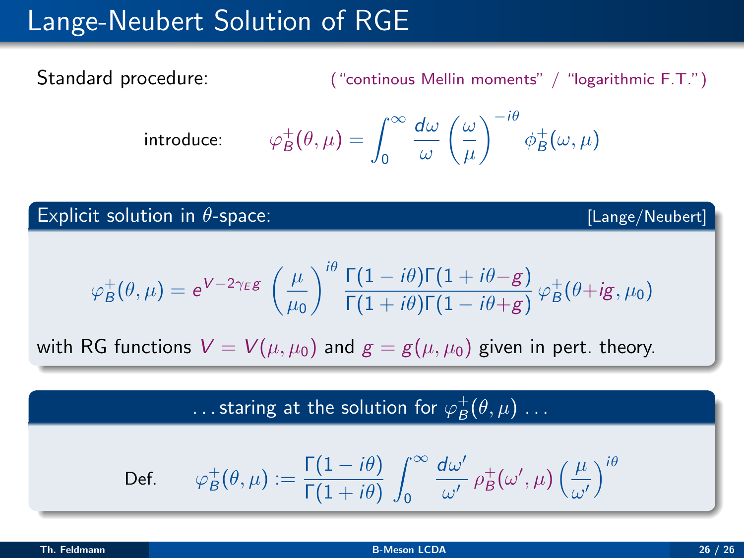# Lange-Neubert Solution of RGE

Standard procedure: ("continous Mellin moments" / "logarithmic F.T.")

introduce: $$\varphi_B^+(\theta,\mu) = \int_0^\infty \frac{d\omega}{\omega} \left(\frac{\omega}{\mu}\right)^{-i\theta} \phi_B^+(\omega,\mu)$$

## Explicit solution in $\theta$-space: [Lange/Neubert]

$$\varphi_B^+(\theta,\mu) = e^{V-2\gamma_E g} \left(\frac{\mu}{\mu_0}\right)^{i\theta} \frac{\Gamma(1-i\theta)\Gamma(1+i\theta-g)}{\Gamma(1+i\theta)\Gamma(1-i\theta+g)} \, \varphi_B^+(\theta+ig,\mu_0)$$

with RG functions $V = V(\mu,\mu_0)$ and $g = g(\mu,\mu_0)$ given in pert. theory.

## ...staring at the solution for $\varphi_B^+(\theta,\mu)$ ...

Def. $$\varphi_B^+(\theta,\mu) := \frac{\Gamma(1-i\theta)}{\Gamma(1+i\theta)} \int_0^\infty \frac{d\omega'}{\omega'} \, \rho_B^+(\omega',\mu) \left(\frac{\mu}{\omega'}\right)^{i\theta}$$